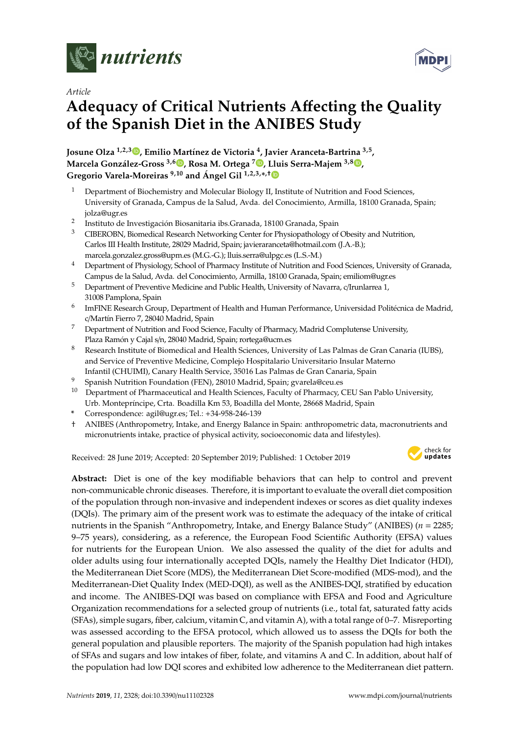*Article*

# Adequacy of Critical Nutrients Affecting the Quality of the Spanish Diet in the ANIBES Study

**Josune Olza [1,2,3], Emilio Martínez de Victoria [4], Javier Aranceta-Bartrina [3,5], Marcela González-Gross [3,6], Rosa M. Ortega [7], Lluis Serra-Majem [3,8], Gregorio Varela-Moreiras [9,10] and Ángel Gil [1,2,3,*,†]**

1. Department of Biochemistry and Molecular Biology II, Institute of Nutrition and Food Sciences, University of Granada, Campus de la Salud, Avda. del Conocimiento, Armilla, 18100 Granada, Spain; jolza@ugr.es
2. Instituto de Investigación Biosanitaria ibs.Granada, 18100 Granada, Spain
3. CIBEROBN, Biomedical Research Networking Center for Physiopathology of Obesity and Nutrition, Carlos III Health Institute, 28029 Madrid, Spain; javieraranceta@hotmail.com (J.A.-B.); marcela.gonzalez.gross@upm.es (M.G.-G.); lluis.serra@ulpgc.es (L.S.-M.)
4. Department of Physiology, School of Pharmacy Institute of Nutrition and Food Sciences, University of Granada, Campus de la Salud, Avda. del Conocimiento, Armilla, 18100 Granada, Spain; emiliom@ugr.es
5. Department of Preventive Medicine and Public Health, University of Navarra, c/Irunlarrea 1, 31008 Pamplona, Spain
6. ImFINE Research Group, Department of Health and Human Performance, Universidad Politécnica de Madrid, c/Martín Fierro 7, 28040 Madrid, Spain
7. Department of Nutrition and Food Science, Faculty of Pharmacy, Madrid Complutense University, Plaza Ramón y Cajal s/n, 28040 Madrid, Spain; rortega@ucm.es
8. Research Institute of Biomedical and Health Sciences, University of Las Palmas de Gran Canaria (IUBS), and Service of Preventive Medicine, Complejo Hospitalario Universitario Insular Materno Infantil (CHUIMI), Canary Health Service, 35016 Las Palmas de Gran Canaria, Spain
9. Spanish Nutrition Foundation (FEN), 28010 Madrid, Spain; gvarela@ceu.es
10. Department of Pharmaceutical and Health Sciences, Faculty of Pharmacy, CEU San Pablo University, Urb. Montepríncipe, Crta. Boadilla Km 53, Boadilla del Monte, 28668 Madrid, Spain

\* Correspondence: agil@ugr.es; Tel.: +34-958-246-139

† ANIBES (Anthropometry, Intake, and Energy Balance in Spain: anthropometric data, macronutrients and micronutrients intake, practice of physical activity, socioeconomic data and lifestyles).

Received: 28 June 2019; Accepted: 20 September 2019; Published: 1 October 2019

**Abstract:** Diet is one of the key modifiable behaviors that can help to control and prevent non-communicable chronic diseases. Therefore, it is important to evaluate the overall diet composition of the population through non-invasive and independent indexes or scores as diet quality indexes (DQIs). The primary aim of the present work was to estimate the adequacy of the intake of critical nutrients in the Spanish "Anthropometry, Intake, and Energy Balance Study" (ANIBES) ($n$ = 2285; 9–75 years), considering, as a reference, the European Food Scientific Authority (EFSA) values for nutrients for the European Union. We also assessed the quality of the diet for adults and older adults using four internationally accepted DQIs, namely the Healthy Diet Indicator (HDI), the Mediterranean Diet Score (MDS), the Mediterranean Diet Score-modified (MDS-mod), and the Mediterranean-Diet Quality Index (MED-DQI), as well as the ANIBES-DQI, stratified by education and income. The ANIBES-DQI was based on compliance with EFSA and Food and Agriculture Organization recommendations for a selected group of nutrients (i.e., total fat, saturated fatty acids (SFAs), simple sugars, fiber, calcium, vitamin C, and vitamin A), with a total range of 0–7. Misreporting was assessed according to the EFSA protocol, which allowed us to assess the DQIs for both the general population and plausible reporters. The majority of the Spanish population had high intakes of SFAs and sugars and low intakes of fiber, folate, and vitamins A and C. In addition, about half of the population had low DQI scores and exhibited low adherence to the Mediterranean diet pattern.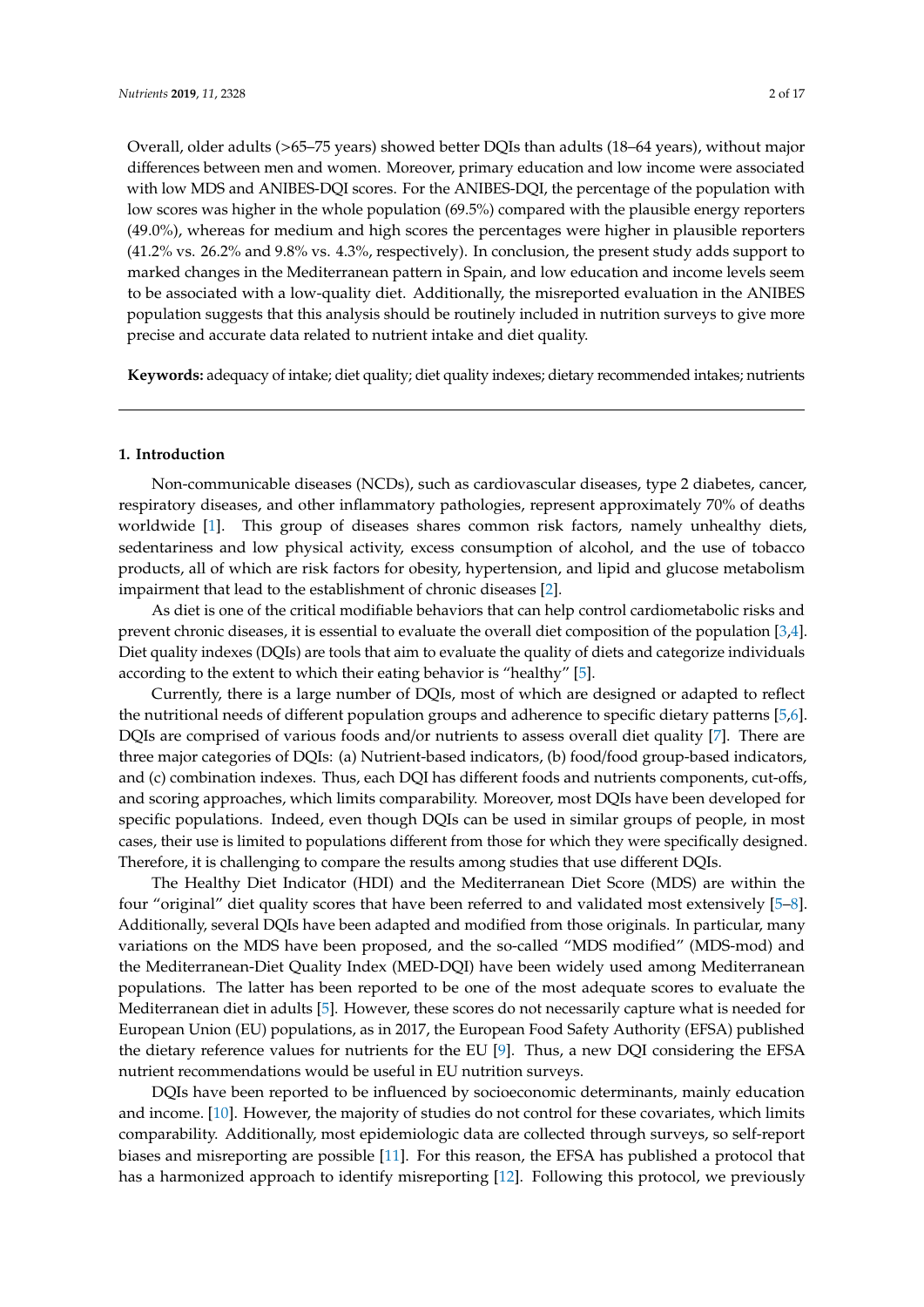Overall, older adults (>65–75 years) showed better DQIs than adults (18–64 years), without major differences between men and women. Moreover, primary education and low income were associated with low MDS and ANIBES-DQI scores. For the ANIBES-DQI, the percentage of the population with low scores was higher in the whole population (69.5%) compared with the plausible energy reporters (49.0%), whereas for medium and high scores the percentages were higher in plausible reporters (41.2% vs. 26.2% and 9.8% vs. 4.3%, respectively). In conclusion, the present study adds support to marked changes in the Mediterranean pattern in Spain, and low education and income levels seem to be associated with a low-quality diet. Additionally, the misreported evaluation in the ANIBES population suggests that this analysis should be routinely included in nutrition surveys to give more precise and accurate data related to nutrient intake and diet quality.

**Keywords:** adequacy of intake; diet quality; diet quality indexes; dietary recommended intakes; nutrients

---

## 1. Introduction

Non-communicable diseases (NCDs), such as cardiovascular diseases, type 2 diabetes, cancer, respiratory diseases, and other inflammatory pathologies, represent approximately 70% of deaths worldwide [1]. This group of diseases shares common risk factors, namely unhealthy diets, sedentariness and low physical activity, excess consumption of alcohol, and the use of tobacco products, all of which are risk factors for obesity, hypertension, and lipid and glucose metabolism impairment that lead to the establishment of chronic diseases [2].

As diet is one of the critical modifiable behaviors that can help control cardiometabolic risks and prevent chronic diseases, it is essential to evaluate the overall diet composition of the population [3,4]. Diet quality indexes (DQIs) are tools that aim to evaluate the quality of diets and categorize individuals according to the extent to which their eating behavior is "healthy" [5].

Currently, there is a large number of DQIs, most of which are designed or adapted to reflect the nutritional needs of different population groups and adherence to specific dietary patterns [5,6]. DQIs are comprised of various foods and/or nutrients to assess overall diet quality [7]. There are three major categories of DQIs: (a) Nutrient-based indicators, (b) food/food group-based indicators, and (c) combination indexes. Thus, each DQI has different foods and nutrients components, cut-offs, and scoring approaches, which limits comparability. Moreover, most DQIs have been developed for specific populations. Indeed, even though DQIs can be used in similar groups of people, in most cases, their use is limited to populations different from those for which they were specifically designed. Therefore, it is challenging to compare the results among studies that use different DQIs.

The Healthy Diet Indicator (HDI) and the Mediterranean Diet Score (MDS) are within the four "original" diet quality scores that have been referred to and validated most extensively [5–8]. Additionally, several DQIs have been adapted and modified from those originals. In particular, many variations on the MDS have been proposed, and the so-called "MDS modified" (MDS-mod) and the Mediterranean-Diet Quality Index (MED-DQI) have been widely used among Mediterranean populations. The latter has been reported to be one of the most adequate scores to evaluate the Mediterranean diet in adults [5]. However, these scores do not necessarily capture what is needed for European Union (EU) populations, as in 2017, the European Food Safety Authority (EFSA) published the dietary reference values for nutrients for the EU [9]. Thus, a new DQI considering the EFSA nutrient recommendations would be useful in EU nutrition surveys.

DQIs have been reported to be influenced by socioeconomic determinants, mainly education and income. [10]. However, the majority of studies do not control for these covariates, which limits comparability. Additionally, most epidemiologic data are collected through surveys, so self-report biases and misreporting are possible [11]. For this reason, the EFSA has published a protocol that has a harmonized approach to identify misreporting [12]. Following this protocol, we previously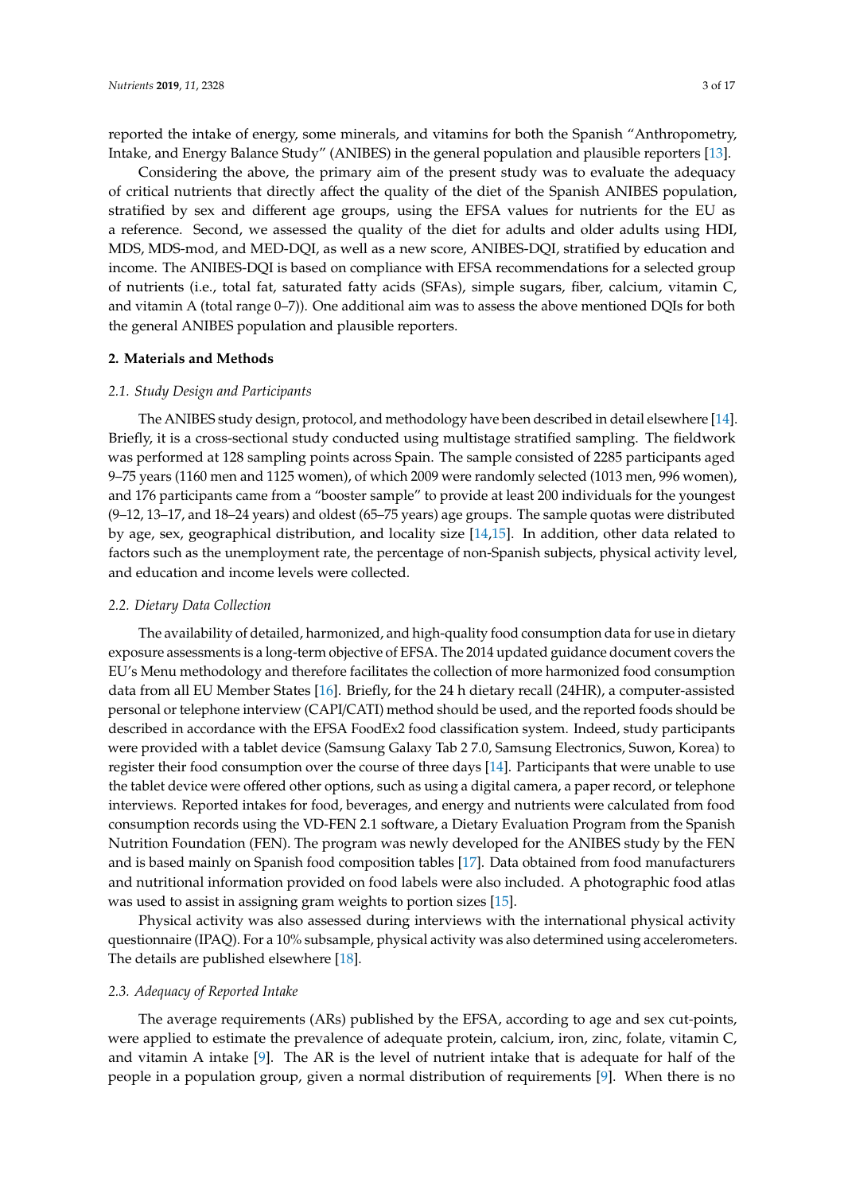reported the intake of energy, some minerals, and vitamins for both the Spanish "Anthropometry, Intake, and Energy Balance Study" (ANIBES) in the general population and plausible reporters [13].

Considering the above, the primary aim of the present study was to evaluate the adequacy of critical nutrients that directly affect the quality of the diet of the Spanish ANIBES population, stratified by sex and different age groups, using the EFSA values for nutrients for the EU as a reference. Second, we assessed the quality of the diet for adults and older adults using HDI, MDS, MDS-mod, and MED-DQI, as well as a new score, ANIBES-DQI, stratified by education and income. The ANIBES-DQI is based on compliance with EFSA recommendations for a selected group of nutrients (i.e., total fat, saturated fatty acids (SFAs), simple sugars, fiber, calcium, vitamin C, and vitamin A (total range 0–7)). One additional aim was to assess the above mentioned DQIs for both the general ANIBES population and plausible reporters.

## 2. Materials and Methods

### *2.1. Study Design and Participants*

The ANIBES study design, protocol, and methodology have been described in detail elsewhere [14]. Briefly, it is a cross-sectional study conducted using multistage stratified sampling. The fieldwork was performed at 128 sampling points across Spain. The sample consisted of 2285 participants aged 9–75 years (1160 men and 1125 women), of which 2009 were randomly selected (1013 men, 996 women), and 176 participants came from a "booster sample" to provide at least 200 individuals for the youngest (9–12, 13–17, and 18–24 years) and oldest (65–75 years) age groups. The sample quotas were distributed by age, sex, geographical distribution, and locality size [14,15]. In addition, other data related to factors such as the unemployment rate, the percentage of non-Spanish subjects, physical activity level, and education and income levels were collected.

### *2.2. Dietary Data Collection*

The availability of detailed, harmonized, and high-quality food consumption data for use in dietary exposure assessments is a long-term objective of EFSA. The 2014 updated guidance document covers the EU's Menu methodology and therefore facilitates the collection of more harmonized food consumption data from all EU Member States [16]. Briefly, for the 24 h dietary recall (24HR), a computer-assisted personal or telephone interview (CAPI/CATI) method should be used, and the reported foods should be described in accordance with the EFSA FoodEx2 food classification system. Indeed, study participants were provided with a tablet device (Samsung Galaxy Tab 2 7.0, Samsung Electronics, Suwon, Korea) to register their food consumption over the course of three days [14]. Participants that were unable to use the tablet device were offered other options, such as using a digital camera, a paper record, or telephone interviews. Reported intakes for food, beverages, and energy and nutrients were calculated from food consumption records using the VD-FEN 2.1 software, a Dietary Evaluation Program from the Spanish Nutrition Foundation (FEN). The program was newly developed for the ANIBES study by the FEN and is based mainly on Spanish food composition tables [17]. Data obtained from food manufacturers and nutritional information provided on food labels were also included. A photographic food atlas was used to assist in assigning gram weights to portion sizes [15].

Physical activity was also assessed during interviews with the international physical activity questionnaire (IPAQ). For a 10% subsample, physical activity was also determined using accelerometers. The details are published elsewhere [18].

### *2.3. Adequacy of Reported Intake*

The average requirements (ARs) published by the EFSA, according to age and sex cut-points, were applied to estimate the prevalence of adequate protein, calcium, iron, zinc, folate, vitamin C, and vitamin A intake [9]. The AR is the level of nutrient intake that is adequate for half of the people in a population group, given a normal distribution of requirements [9]. When there is no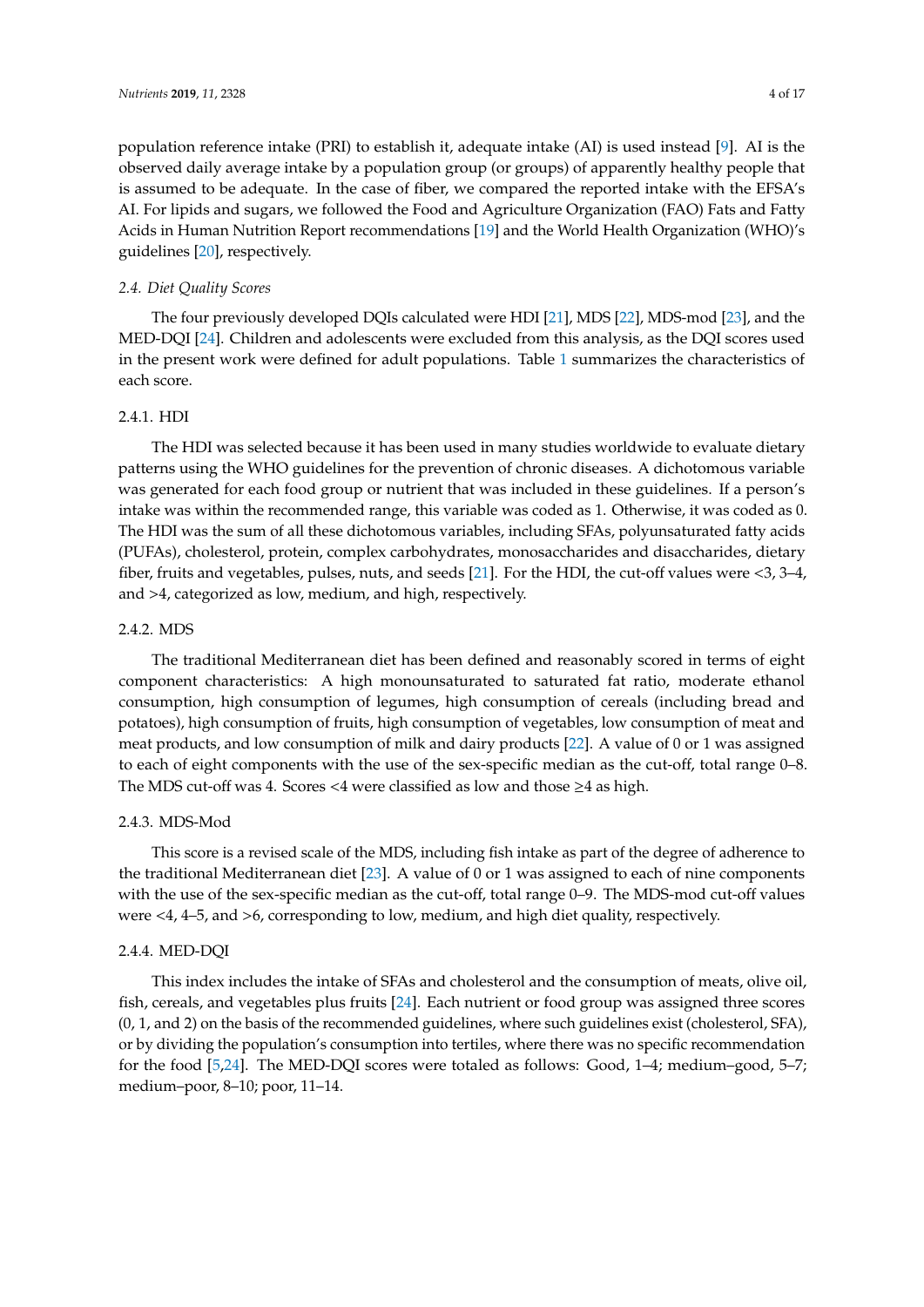population reference intake (PRI) to establish it, adequate intake (AI) is used instead [9]. AI is the observed daily average intake by a population group (or groups) of apparently healthy people that is assumed to be adequate. In the case of fiber, we compared the reported intake with the EFSA's AI. For lipids and sugars, we followed the Food and Agriculture Organization (FAO) Fats and Fatty Acids in Human Nutrition Report recommendations [19] and the World Health Organization (WHO)'s guidelines [20], respectively.

### *2.4. Diet Quality Scores*

The four previously developed DQIs calculated were HDI [21], MDS [22], MDS-mod [23], and the MED-DQI [24]. Children and adolescents were excluded from this analysis, as the DQI scores used in the present work were defined for adult populations. Table 1 summarizes the characteristics of each score.

#### 2.4.1. HDI

The HDI was selected because it has been used in many studies worldwide to evaluate dietary patterns using the WHO guidelines for the prevention of chronic diseases. A dichotomous variable was generated for each food group or nutrient that was included in these guidelines. If a person's intake was within the recommended range, this variable was coded as 1. Otherwise, it was coded as 0. The HDI was the sum of all these dichotomous variables, including SFAs, polyunsaturated fatty acids (PUFAs), cholesterol, protein, complex carbohydrates, monosaccharides and disaccharides, dietary fiber, fruits and vegetables, pulses, nuts, and seeds [21]. For the HDI, the cut-off values were <3, 3–4, and >4, categorized as low, medium, and high, respectively.

#### 2.4.2. MDS

The traditional Mediterranean diet has been defined and reasonably scored in terms of eight component characteristics: A high monounsaturated to saturated fat ratio, moderate ethanol consumption, high consumption of legumes, high consumption of cereals (including bread and potatoes), high consumption of fruits, high consumption of vegetables, low consumption of meat and meat products, and low consumption of milk and dairy products [22]. A value of 0 or 1 was assigned to each of eight components with the use of the sex-specific median as the cut-off, total range 0–8. The MDS cut-off was 4. Scores <4 were classified as low and those ≥4 as high.

#### 2.4.3. MDS-Mod

This score is a revised scale of the MDS, including fish intake as part of the degree of adherence to the traditional Mediterranean diet [23]. A value of 0 or 1 was assigned to each of nine components with the use of the sex-specific median as the cut-off, total range 0–9. The MDS-mod cut-off values were <4, 4–5, and >6, corresponding to low, medium, and high diet quality, respectively.

#### 2.4.4. MED-DQI

This index includes the intake of SFAs and cholesterol and the consumption of meats, olive oil, fish, cereals, and vegetables plus fruits [24]. Each nutrient or food group was assigned three scores (0, 1, and 2) on the basis of the recommended guidelines, where such guidelines exist (cholesterol, SFA), or by dividing the population's consumption into tertiles, where there was no specific recommendation for the food [5,24]. The MED-DQI scores were totaled as follows: Good, 1–4; medium–good, 5–7; medium–poor, 8–10; poor, 11–14.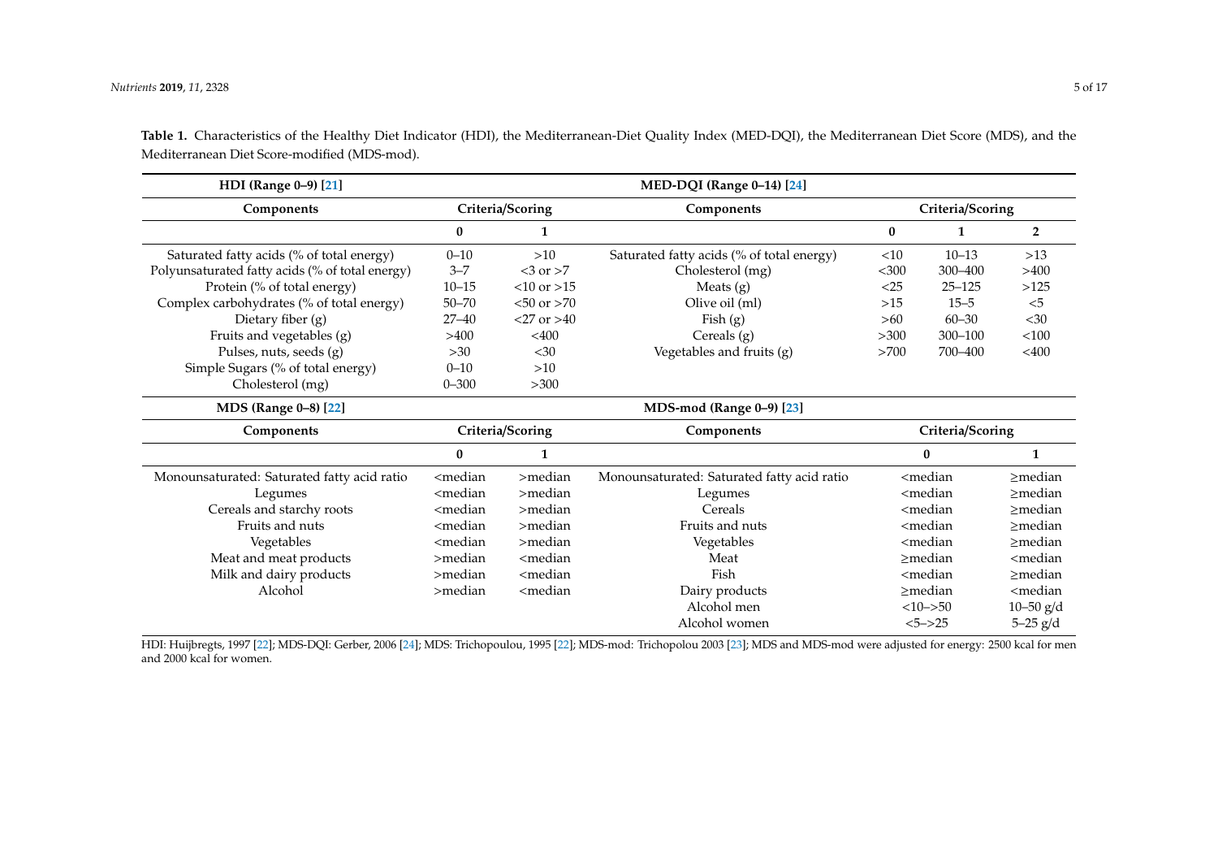**Table 1.** Characteristics of the Healthy Diet Indicator (HDI), the Mediterranean-Diet Quality Index (MED-DQI), the Mediterranean Diet Score (MDS), and the Mediterranean Diet Score-modified (MDS-mod).

| **HDI (Range 0–9) [21]** | | | **MED-DQI (Range 0–14) [24]** | | | |
|---|---|---|---|---|---|---|
| **Components** | **Criteria/Scoring** | | **Components** | **Criteria/Scoring** | | |
| | **0** | **1** | | **0** | **1** | **2** |
| Saturated fatty acids (% of total energy) | 0–10 | >10 | Saturated fatty acids (% of total energy) | <10 | 10–13 | >13 |
| Polyunsaturated fatty acids (% of total energy) | 3–7 | <3 or >7 | Cholesterol (mg) | <300 | 300–400 | >400 |
| Protein (% of total energy) | 10–15 | <10 or >15 | Meats (g) | <25 | 25–125 | >125 |
| Complex carbohydrates (% of total energy) | 50–70 | <50 or >70 | Olive oil (ml) | >15 | 15–5 | <5 |
| Dietary fiber (g) | 27–40 | <27 or >40 | Fish (g) | >60 | 60–30 | <30 |
| Fruits and vegetables (g) | >400 | <400 | Cereals (g) | >300 | 300–100 | <100 |
| Pulses, nuts, seeds (g) | >30 | <30 | Vegetables and fruits (g) | >700 | 700–400 | <400 |
| Simple Sugars (% of total energy) | 0–10 | >10 | | | | |
| Cholesterol (mg) | 0–300 | >300 | | | | |
| **MDS (Range 0–8) [22]** | | | **MDS-mod (Range 0–9) [23]** | | | |
| **Components** | **Criteria/Scoring** | | **Components** | **Criteria/Scoring** | | |
| | **0** | **1** | | **0** | **1** | |
| Monounsaturated: Saturated fatty acid ratio | <median | >median | Monounsaturated: Saturated fatty acid ratio | <median | ≥median | |
| Legumes | <median | >median | Legumes | <median | ≥median | |
| Cereals and starchy roots | <median | >median | Cereals | <median | ≥median | |
| Fruits and nuts | <median | >median | Fruits and nuts | <median | ≥median | |
| Vegetables | <median | >median | Vegetables | <median | ≥median | |
| Meat and meat products | >median | <median | Meat | ≥median | <median | |
| Milk and dairy products | >median | <median | Fish | <median | ≥median | |
| Alcohol | >median | <median | Dairy products | ≥median | <median | |
| | | | Alcohol men | <10–>50 | 10–50 g/d | |
| | | | Alcohol women | <5–>25 | 5–25 g/d | |

HDI: Huijbregts, 1997 [22]; MDS-DQI: Gerber, 2006 [24]; MDS: Trichopoulou, 1995 [22]; MDS-mod: Trichopolou 2003 [23]; MDS and MDS-mod were adjusted for energy: 2500 kcal for men and 2000 kcal for women.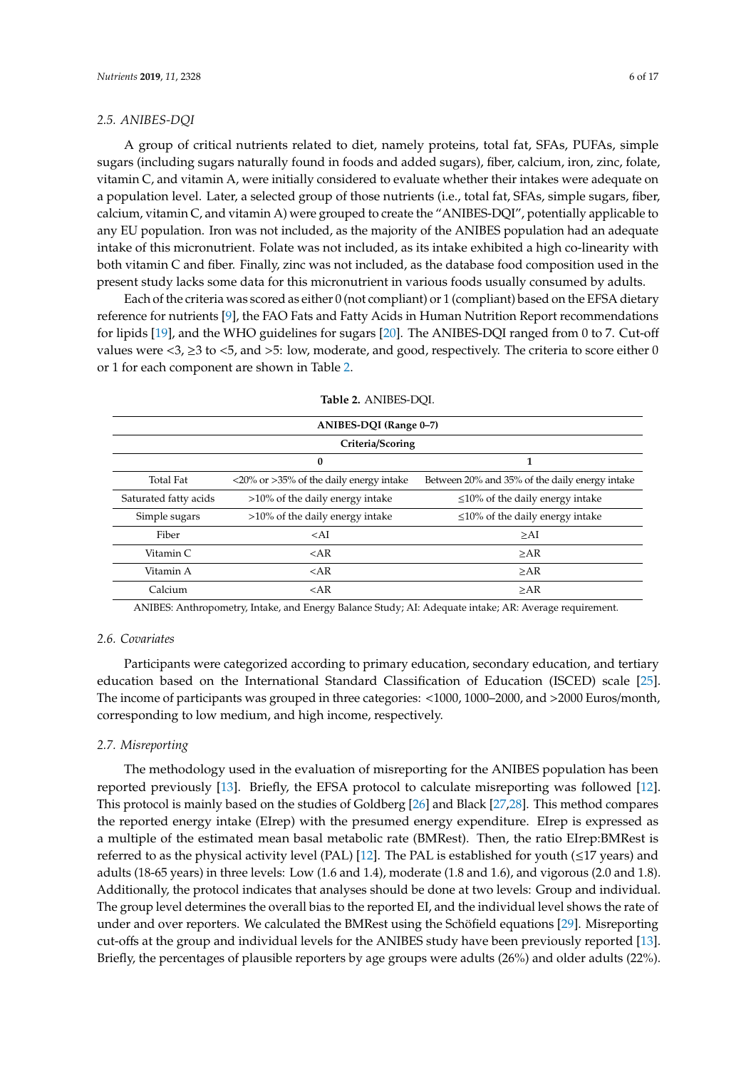### 2.5. ANIBES-DQI

A group of critical nutrients related to diet, namely proteins, total fat, SFAs, PUFAs, simple sugars (including sugars naturally found in foods and added sugars), fiber, calcium, iron, zinc, folate, vitamin C, and vitamin A, were initially considered to evaluate whether their intakes were adequate on a population level. Later, a selected group of those nutrients (i.e., total fat, SFAs, simple sugars, fiber, calcium, vitamin C, and vitamin A) were grouped to create the "ANIBES-DQI", potentially applicable to any EU population. Iron was not included, as the majority of the ANIBES population had an adequate intake of this micronutrient. Folate was not included, as its intake exhibited a high co-linearity with both vitamin C and fiber. Finally, zinc was not included, as the database food composition used in the present study lacks some data for this micronutrient in various foods usually consumed by adults.

Each of the criteria was scored as either 0 (not compliant) or 1 (compliant) based on the EFSA dietary reference for nutrients [9], the FAO Fats and Fatty Acids in Human Nutrition Report recommendations for lipids [19], and the WHO guidelines for sugars [20]. The ANIBES-DQI ranged from 0 to 7. Cut-off values were <3, ≥3 to <5, and >5: low, moderate, and good, respectively. The criteria to score either 0 or 1 for each component are shown in Table 2.

**Table 2.** ANIBES-DQI.

| ANIBES-DQI (Range 0–7) | | |
|---|---|---|
| | **Criteria/Scoring** | |
| | **0** | **1** |
| Total Fat | <20% or >35% of the daily energy intake | Between 20% and 35% of the daily energy intake |
| Saturated fatty acids | >10% of the daily energy intake | ≤10% of the daily energy intake |
| Simple sugars | >10% of the daily energy intake | ≤10% of the daily energy intake |
| Fiber | <AI | ≥AI |
| Vitamin C | <AR | ≥AR |
| Vitamin A | <AR | ≥AR |
| Calcium | <AR | ≥AR |

ANIBES: Anthropometry, Intake, and Energy Balance Study; AI: Adequate intake; AR: Average requirement.

### 2.6. Covariates

Participants were categorized according to primary education, secondary education, and tertiary education based on the International Standard Classification of Education (ISCED) scale [25]. The income of participants was grouped in three categories: <1000, 1000–2000, and >2000 Euros/month, corresponding to low medium, and high income, respectively.

### 2.7. Misreporting

The methodology used in the evaluation of misreporting for the ANIBES population has been reported previously [13]. Briefly, the EFSA protocol to calculate misreporting was followed [12]. This protocol is mainly based on the studies of Goldberg [26] and Black [27,28]. This method compares the reported energy intake (EIrep) with the presumed energy expenditure. EIrep is expressed as a multiple of the estimated mean basal metabolic rate (BMRest). Then, the ratio EIrep:BMRest is referred to as the physical activity level (PAL) [12]. The PAL is established for youth (≤17 years) and adults (18-65 years) in three levels: Low (1.6 and 1.4), moderate (1.8 and 1.6), and vigorous (2.0 and 1.8). Additionally, the protocol indicates that analyses should be done at two levels: Group and individual. The group level determines the overall bias to the reported EI, and the individual level shows the rate of under and over reporters. We calculated the BMRest using the Schöfield equations [29]. Misreporting cut-offs at the group and individual levels for the ANIBES study have been previously reported [13]. Briefly, the percentages of plausible reporters by age groups were adults (26%) and older adults (22%).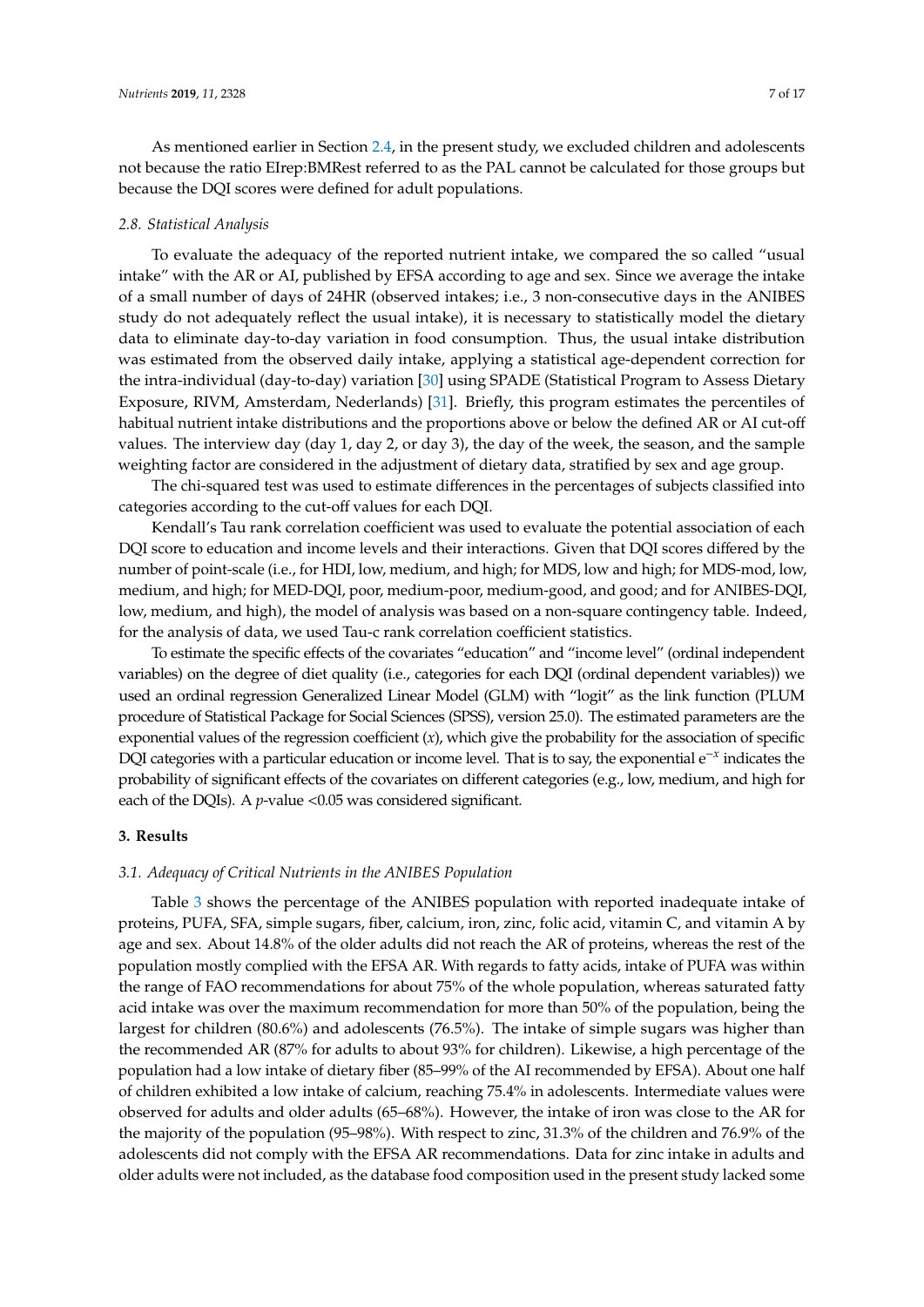As mentioned earlier in Section 2.4, in the present study, we excluded children and adolescents not because the ratio EIrep:BMRest referred to as the PAL cannot be calculated for those groups but because the DQI scores were defined for adult populations.

### 2.8. Statistical Analysis

To evaluate the adequacy of the reported nutrient intake, we compared the so called "usual intake" with the AR or AI, published by EFSA according to age and sex. Since we average the intake of a small number of days of 24HR (observed intakes; i.e., 3 non-consecutive days in the ANIBES study do not adequately reflect the usual intake), it is necessary to statistically model the dietary data to eliminate day-to-day variation in food consumption. Thus, the usual intake distribution was estimated from the observed daily intake, applying a statistical age-dependent correction for the intra-individual (day-to-day) variation [30] using SPADE (Statistical Program to Assess Dietary Exposure, RIVM, Amsterdam, Nederlands) [31]. Briefly, this program estimates the percentiles of habitual nutrient intake distributions and the proportions above or below the defined AR or AI cut-off values. The interview day (day 1, day 2, or day 3), the day of the week, the season, and the sample weighting factor are considered in the adjustment of dietary data, stratified by sex and age group.

The chi-squared test was used to estimate differences in the percentages of subjects classified into categories according to the cut-off values for each DQI.

Kendall's Tau rank correlation coefficient was used to evaluate the potential association of each DQI score to education and income levels and their interactions. Given that DQI scores differed by the number of point-scale (i.e., for HDI, low, medium, and high; for MDS, low and high; for MDS-mod, low, medium, and high; for MED-DQI, poor, medium-poor, medium-good, and good; and for ANIBES-DQI, low, medium, and high), the model of analysis was based on a non-square contingency table. Indeed, for the analysis of data, we used Tau-c rank correlation coefficient statistics.

To estimate the specific effects of the covariates "education" and "income level" (ordinal independent variables) on the degree of diet quality (i.e., categories for each DQI (ordinal dependent variables)) we used an ordinal regression Generalized Linear Model (GLM) with "logit" as the link function (PLUM procedure of Statistical Package for Social Sciences (SPSS), version 25.0). The estimated parameters are the exponential values of the regression coefficient ($x$), which give the probability for the association of specific DQI categories with a particular education or income level. That is to say, the exponential $e^{-x}$ indicates the probability of significant effects of the covariates on different categories (e.g., low, medium, and high for each of the DQIs). A $p$-value <0.05 was considered significant.

## 3. Results

### 3.1. Adequacy of Critical Nutrients in the ANIBES Population

Table 3 shows the percentage of the ANIBES population with reported inadequate intake of proteins, PUFA, SFA, simple sugars, fiber, calcium, iron, zinc, folic acid, vitamin C, and vitamin A by age and sex. About 14.8% of the older adults did not reach the AR of proteins, whereas the rest of the population mostly complied with the EFSA AR. With regards to fatty acids, intake of PUFA was within the range of FAO recommendations for about 75% of the whole population, whereas saturated fatty acid intake was over the maximum recommendation for more than 50% of the population, being the largest for children (80.6%) and adolescents (76.5%). The intake of simple sugars was higher than the recommended AR (87% for adults to about 93% for children). Likewise, a high percentage of the population had a low intake of dietary fiber (85–99% of the AI recommended by EFSA). About one half of children exhibited a low intake of calcium, reaching 75.4% in adolescents. Intermediate values were observed for adults and older adults (65–68%). However, the intake of iron was close to the AR for the majority of the population (95–98%). With respect to zinc, 31.3% of the children and 76.9% of the adolescents did not comply with the EFSA AR recommendations. Data for zinc intake in adults and older adults were not included, as the database food composition used in the present study lacked some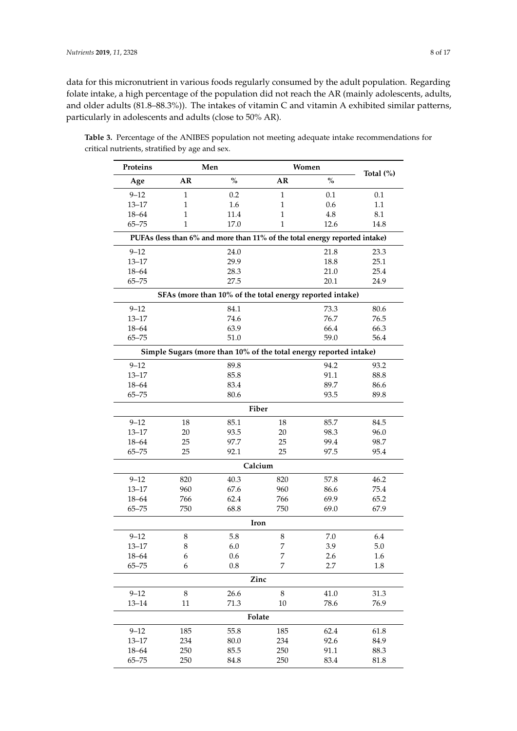data for this micronutrient in various foods regularly consumed by the adult population. Regarding folate intake, a high percentage of the population did not reach the AR (mainly adolescents, adults, and older adults (81.8–88.3%)). The intakes of vitamin C and vitamin A exhibited similar patterns, particularly in adolescents and adults (close to 50% AR).

**Table 3.** Percentage of the ANIBES population not meeting adequate intake recommendations for critical nutrients, stratified by age and sex.

| Proteins | Men | | Women | | Total (%) |
|---|---|---|---|---|---|
| **Age** | **AR** | **%** | **AR** | **%** | |
| 9–12 | 1 | 0.2 | 1 | 0.1 | 0.1 |
| 13–17 | 1 | 1.6 | 1 | 0.6 | 1.1 |
| 18–64 | 1 | 11.4 | 1 | 4.8 | 8.1 |
| 65–75 | 1 | 17.0 | 1 | 12.6 | 14.8 |
| **PUFAs (less than 6% and more than 11% of the total energy reported intake)** | | | | | |
| 9–12 | | 24.0 | | 21.8 | 23.3 |
| 13–17 | | 29.9 | | 18.8 | 25.1 |
| 18–64 | | 28.3 | | 21.0 | 25.4 |
| 65–75 | | 27.5 | | 20.1 | 24.9 |
| **SFAs (more than 10% of the total energy reported intake)** | | | | | |
| 9–12 | | 84.1 | | 73.3 | 80.6 |
| 13–17 | | 74.6 | | 76.7 | 76.5 |
| 18–64 | | 63.9 | | 66.4 | 66.3 |
| 65–75 | | 51.0 | | 59.0 | 56.4 |
| **Simple Sugars (more than 10% of the total energy reported intake)** | | | | | |
| 9–12 | | 89.8 | | 94.2 | 93.2 |
| 13–17 | | 85.8 | | 91.1 | 88.8 |
| 18–64 | | 83.4 | | 89.7 | 86.6 |
| 65–75 | | 80.6 | | 93.5 | 89.8 |
| **Fiber** | | | | | |
| 9–12 | 18 | 85.1 | 18 | 85.7 | 84.5 |
| 13–17 | 20 | 93.5 | 20 | 98.3 | 96.0 |
| 18–64 | 25 | 97.7 | 25 | 99.4 | 98.7 |
| 65–75 | 25 | 92.1 | 25 | 97.5 | 95.4 |
| **Calcium** | | | | | |
| 9–12 | 820 | 40.3 | 820 | 57.8 | 46.2 |
| 13–17 | 960 | 67.6 | 960 | 86.6 | 75.4 |
| 18–64 | 766 | 62.4 | 766 | 69.9 | 65.2 |
| 65–75 | 750 | 68.8 | 750 | 69.0 | 67.9 |
| **Iron** | | | | | |
| 9–12 | 8 | 5.8 | 8 | 7.0 | 6.4 |
| 13–17 | 8 | 6.0 | 7 | 3.9 | 5.0 |
| 18–64 | 6 | 0.6 | 7 | 2.6 | 1.6 |
| 65–75 | 6 | 0.8 | 7 | 2.7 | 1.8 |
| **Zinc** | | | | | |
| 9–12 | 8 | 26.6 | 8 | 41.0 | 31.3 |
| 13–14 | 11 | 71.3 | 10 | 78.6 | 76.9 |
| **Folate** | | | | | |
| 9–12 | 185 | 55.8 | 185 | 62.4 | 61.8 |
| 13–17 | 234 | 80.0 | 234 | 92.6 | 84.9 |
| 18–64 | 250 | 85.5 | 250 | 91.1 | 88.3 |
| 65–75 | 250 | 84.8 | 250 | 83.4 | 81.8 |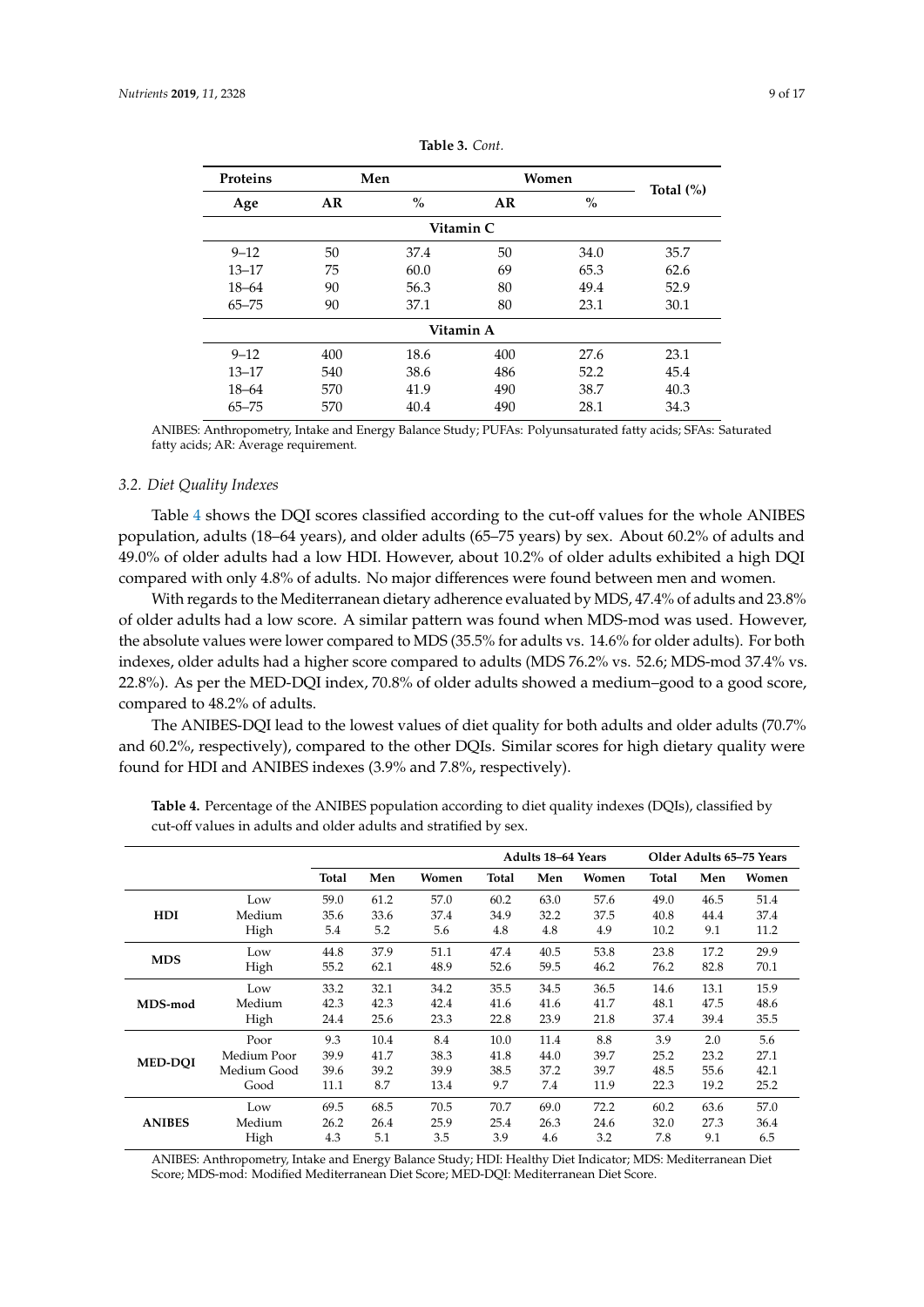**Table 3.** *Cont.*

| Proteins | Men | | Women | | Total (%) |
|---|---|---|---|---|---|
| Age | AR | % | AR | % | |
| **Vitamin C** | | | | | |
| 9–12 | 50 | 37.4 | 50 | 34.0 | 35.7 |
| 13–17 | 75 | 60.0 | 69 | 65.3 | 62.6 |
| 18–64 | 90 | 56.3 | 80 | 49.4 | 52.9 |
| 65–75 | 90 | 37.1 | 80 | 23.1 | 30.1 |
| **Vitamin A** | | | | | |
| 9–12 | 400 | 18.6 | 400 | 27.6 | 23.1 |
| 13–17 | 540 | 38.6 | 486 | 52.2 | 45.4 |
| 18–64 | 570 | 41.9 | 490 | 38.7 | 40.3 |
| 65–75 | 570 | 40.4 | 490 | 28.1 | 34.3 |

ANIBES: Anthropometry, Intake and Energy Balance Study; PUFAs: Polyunsaturated fatty acids; SFAs: Saturated fatty acids; AR: Average requirement.

### *3.2. Diet Quality Indexes*

Table 4 shows the DQI scores classified according to the cut-off values for the whole ANIBES population, adults (18–64 years), and older adults (65–75 years) by sex. About 60.2% of adults and 49.0% of older adults had a low HDI. However, about 10.2% of older adults exhibited a high DQI compared with only 4.8% of adults. No major differences were found between men and women.

With regards to the Mediterranean dietary adherence evaluated by MDS, 47.4% of adults and 23.8% of older adults had a low score. A similar pattern was found when MDS-mod was used. However, the absolute values were lower compared to MDS (35.5% for adults vs. 14.6% for older adults). For both indexes, older adults had a higher score compared to adults (MDS 76.2% vs. 52.6; MDS-mod 37.4% vs. 22.8%). As per the MED-DQI index, 70.8% of older adults showed a medium–good to a good score, compared to 48.2% of adults.

The ANIBES-DQI lead to the lowest values of diet quality for both adults and older adults (70.7% and 60.2%, respectively), compared to the other DQIs. Similar scores for high dietary quality were found for HDI and ANIBES indexes (3.9% and 7.8%, respectively).

**Table 4.** Percentage of the ANIBES population according to diet quality indexes (DQIs), classified by cut-off values in adults and older adults and stratified by sex.

| | | | | | Adults 18–64 Years | | | Older Adults 65–75 Years | | |
|---|---|---|---|---|---|---|---|---|---|---|
| | | Total | Men | Women | Total | Men | Women | Total | Men | Women |
| **HDI** | Low | 59.0 | 61.2 | 57.0 | 60.2 | 63.0 | 57.6 | 49.0 | 46.5 | 51.4 |
| | Medium | 35.6 | 33.6 | 37.4 | 34.9 | 32.2 | 37.5 | 40.8 | 44.4 | 37.4 |
| | High | 5.4 | 5.2 | 5.6 | 4.8 | 4.8 | 4.9 | 10.2 | 9.1 | 11.2 |
| **MDS** | Low | 44.8 | 37.9 | 51.1 | 47.4 | 40.5 | 53.8 | 23.8 | 17.2 | 29.9 |
| | High | 55.2 | 62.1 | 48.9 | 52.6 | 59.5 | 46.2 | 76.2 | 82.8 | 70.1 |
| **MDS-mod** | Low | 33.2 | 32.1 | 34.2 | 35.5 | 34.5 | 36.5 | 14.6 | 13.1 | 15.9 |
| | Medium | 42.3 | 42.3 | 42.4 | 41.6 | 41.6 | 41.7 | 48.1 | 47.5 | 48.6 |
| | High | 24.4 | 25.6 | 23.3 | 22.8 | 23.9 | 21.8 | 37.4 | 39.4 | 35.5 |
| **MED-DQI** | Poor | 9.3 | 10.4 | 8.4 | 10.0 | 11.4 | 8.8 | 3.9 | 2.0 | 5.6 |
| | Medium Poor | 39.9 | 41.7 | 38.3 | 41.8 | 44.0 | 39.7 | 25.2 | 23.2 | 27.1 |
| | Medium Good | 39.6 | 39.2 | 39.9 | 38.5 | 37.2 | 39.7 | 48.5 | 55.6 | 42.1 |
| | Good | 11.1 | 8.7 | 13.4 | 9.7 | 7.4 | 11.9 | 22.3 | 19.2 | 25.2 |
| **ANIBES** | Low | 69.5 | 68.5 | 70.5 | 70.7 | 69.0 | 72.2 | 60.2 | 63.6 | 57.0 |
| | Medium | 26.2 | 26.4 | 25.9 | 25.4 | 26.3 | 24.6 | 32.0 | 27.3 | 36.4 |
| | High | 4.3 | 5.1 | 3.5 | 3.9 | 4.6 | 3.2 | 7.8 | 9.1 | 6.5 |

ANIBES: Anthropometry, Intake and Energy Balance Study; HDI: Healthy Diet Indicator; MDS: Mediterranean Diet Score; MDS-mod: Modified Mediterranean Diet Score; MED-DQI: Mediterranean Diet Score.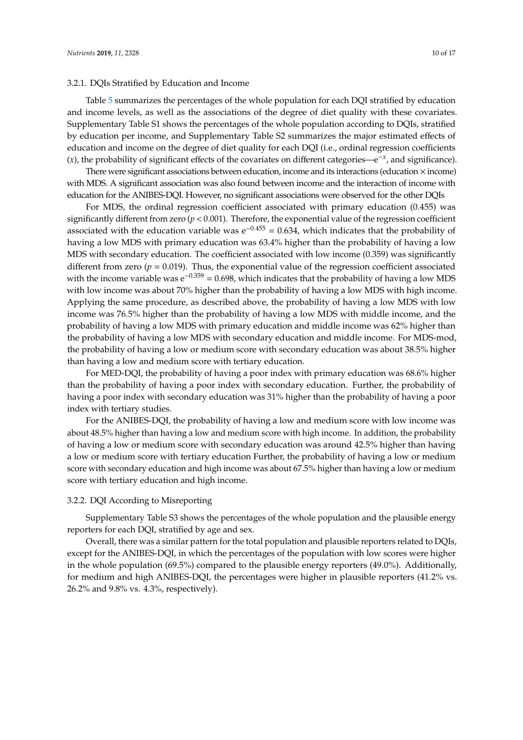### 3.2.1. DQIs Stratified by Education and Income

Table 5 summarizes the percentages of the whole population for each DQI stratified by education and income levels, as well as the associations of the degree of diet quality with these covariates. Supplementary Table S1 shows the percentages of the whole population according to DQIs, stratified by education per income, and Supplementary Table S2 summarizes the major estimated effects of education and income on the degree of diet quality for each DQI (i.e., ordinal regression coefficients ($x$), the probability of significant effects of the covariates on different categories—$e^{-x}$, and significance).

There were significant associations between education, income and its interactions (education × income) with MDS. A significant association was also found between income and the interaction of income with education for the ANIBES-DQI. However, no significant associations were observed for the other DQIs

For MDS, the ordinal regression coefficient associated with primary education (0.455) was significantly different from zero ($p < 0.001$). Therefore, the exponential value of the regression coefficient associated with the education variable was $e^{-0.455} = 0.634$, which indicates that the probability of having a low MDS with primary education was 63.4% higher than the probability of having a low MDS with secondary education. The coefficient associated with low income (0.359) was significantly different from zero ($p = 0.019$). Thus, the exponential value of the regression coefficient associated with the income variable was $e^{-0.359} = 0.698$, which indicates that the probability of having a low MDS with low income was about 70% higher than the probability of having a low MDS with high income. Applying the same procedure, as described above, the probability of having a low MDS with low income was 76.5% higher than the probability of having a low MDS with middle income, and the probability of having a low MDS with primary education and middle income was 62% higher than the probability of having a low MDS with secondary education and middle income. For MDS-mod, the probability of having a low or medium score with secondary education was about 38.5% higher than having a low and medium score with tertiary education.

For MED-DQI, the probability of having a poor index with primary education was 68.6% higher than the probability of having a poor index with secondary education. Further, the probability of having a poor index with secondary education was 31% higher than the probability of having a poor index with tertiary studies.

For the ANIBES-DQI, the probability of having a low and medium score with low income was about 48.5% higher than having a low and medium score with high income. In addition, the probability of having a low or medium score with secondary education was around 42.5% higher than having a low or medium score with tertiary education Further, the probability of having a low or medium score with secondary education and high income was about 67.5% higher than having a low or medium score with tertiary education and high income.

### 3.2.2. DQI According to Misreporting

Supplementary Table S3 shows the percentages of the whole population and the plausible energy reporters for each DQI, stratified by age and sex.

Overall, there was a similar pattern for the total population and plausible reporters related to DQIs, except for the ANIBES-DQI, in which the percentages of the population with low scores were higher in the whole population (69.5%) compared to the plausible energy reporters (49.0%). Additionally, for medium and high ANIBES-DQI, the percentages were higher in plausible reporters (41.2% vs. 26.2% and 9.8% vs. 4.3%, respectively).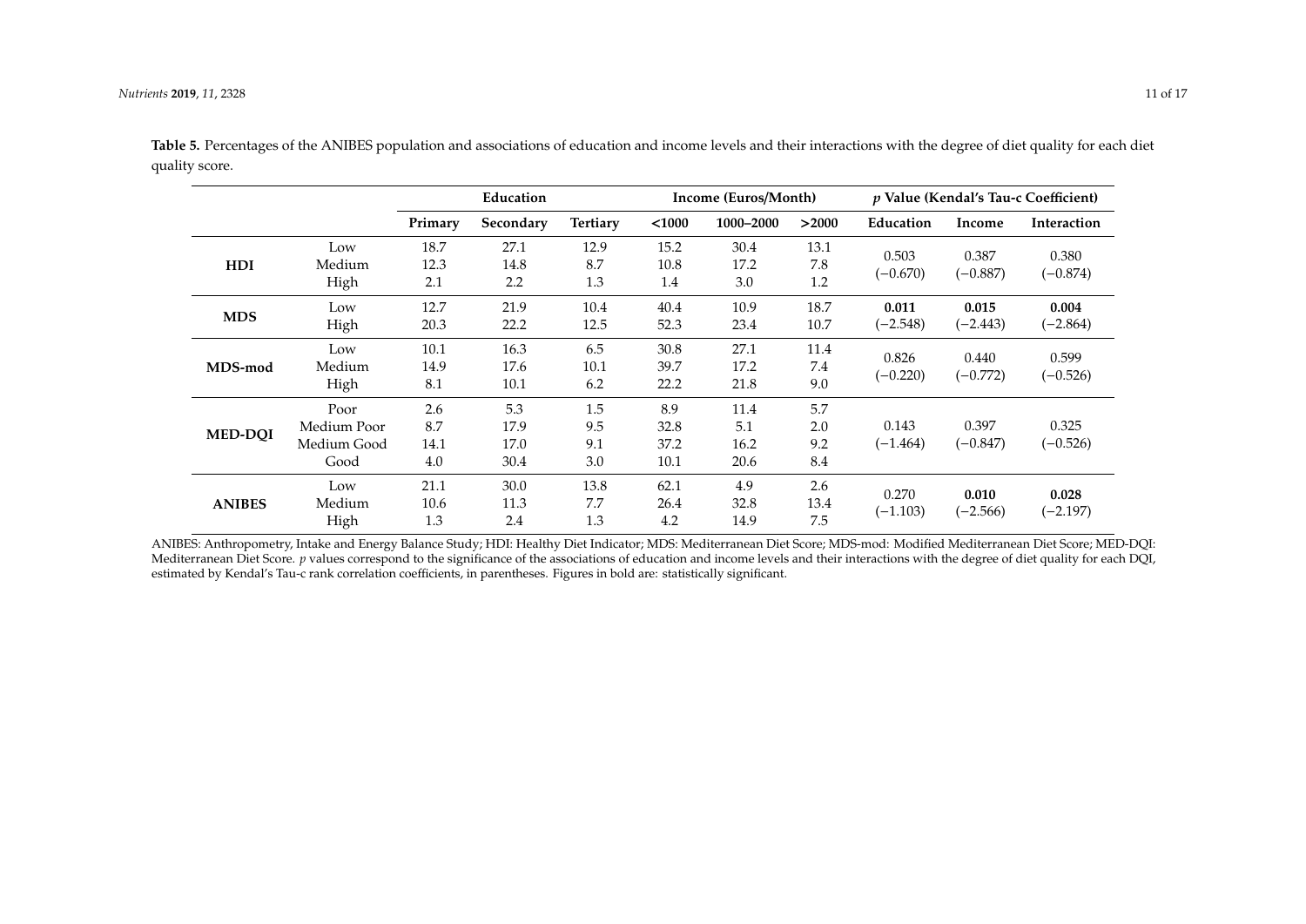**Table 5.** Percentages of the ANIBES population and associations of education and income levels and their interactions with the degree of diet quality for each diet quality score.

| | | Education | | | Income (Euros/Month) | | | *p* Value (Kendal's Tau-c Coefficient) | | |
|---|---|---|---|---|---|---|---|---|---|---|
| | | Primary | Secondary | Tertiary | <1000 | 1000–2000 | >2000 | Education | Income | Interaction |
| **HDI** | Low | 18.7 | 27.1 | 12.9 | 15.2 | 30.4 | 13.1 | 0.503 (−0.670) | 0.387 (−0.887) | 0.380 (−0.874) |
| | Medium | 12.3 | 14.8 | 8.7 | 10.8 | 17.2 | 7.8 | | | |
| | High | 2.1 | 2.2 | 1.3 | 1.4 | 3.0 | 1.2 | | | |
| **MDS** | Low | 12.7 | 21.9 | 10.4 | 40.4 | 10.9 | 18.7 | **0.011** (−2.548) | **0.015** (−2.443) | **0.004** (−2.864) |
| | High | 20.3 | 22.2 | 12.5 | 52.3 | 23.4 | 10.7 | | | |
| **MDS-mod** | Low | 10.1 | 16.3 | 6.5 | 30.8 | 27.1 | 11.4 | 0.826 (−0.220) | 0.440 (−0.772) | 0.599 (−0.526) |
| | Medium | 14.9 | 17.6 | 10.1 | 39.7 | 17.2 | 7.4 | | | |
| | High | 8.1 | 10.1 | 6.2 | 22.2 | 21.8 | 9.0 | | | |
| **MED-DQI** | Poor | 2.6 | 5.3 | 1.5 | 8.9 | 11.4 | 5.7 | 0.143 (−1.464) | 0.397 (−0.847) | 0.325 (−0.526) |
| | Medium Poor | 8.7 | 17.9 | 9.5 | 32.8 | 5.1 | 2.0 | | | |
| | Medium Good | 14.1 | 17.0 | 9.1 | 37.2 | 16.2 | 9.2 | | | |
| | Good | 4.0 | 30.4 | 3.0 | 10.1 | 20.6 | 8.4 | | | |
| **ANIBES** | Low | 21.1 | 30.0 | 13.8 | 62.1 | 4.9 | 2.6 | 0.270 (−1.103) | **0.010** (−2.566) | **0.028** (−2.197) |
| | Medium | 10.6 | 11.3 | 7.7 | 26.4 | 32.8 | 13.4 | | | |
| | High | 1.3 | 2.4 | 1.3 | 4.2 | 14.9 | 7.5 | | | |

ANIBES: Anthropometry, Intake and Energy Balance Study; HDI: Healthy Diet Indicator; MDS: Mediterranean Diet Score; MDS-mod: Modified Mediterranean Diet Score; MED-DQI: Mediterranean Diet Score. *p* values correspond to the significance of the associations of education and income levels and their interactions with the degree of diet quality for each DQI, estimated by Kendal's Tau-c rank correlation coefficients, in parentheses. Figures in bold are: statistically significant.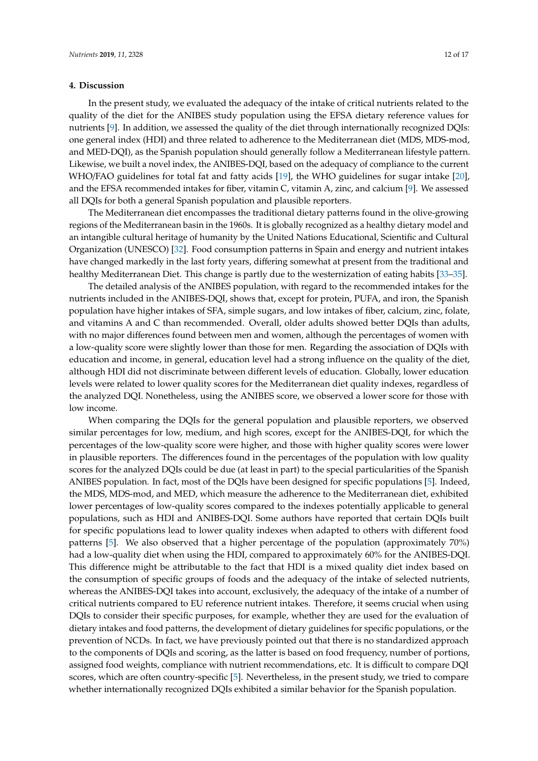## 4. Discussion

In the present study, we evaluated the adequacy of the intake of critical nutrients related to the quality of the diet for the ANIBES study population using the EFSA dietary reference values for nutrients [9]. In addition, we assessed the quality of the diet through internationally recognized DQIs: one general index (HDI) and three related to adherence to the Mediterranean diet (MDS, MDS-mod, and MED-DQI), as the Spanish population should generally follow a Mediterranean lifestyle pattern. Likewise, we built a novel index, the ANIBES-DQI, based on the adequacy of compliance to the current WHO/FAO guidelines for total fat and fatty acids [19], the WHO guidelines for sugar intake [20], and the EFSA recommended intakes for fiber, vitamin C, vitamin A, zinc, and calcium [9]. We assessed all DQIs for both a general Spanish population and plausible reporters.

The Mediterranean diet encompasses the traditional dietary patterns found in the olive-growing regions of the Mediterranean basin in the 1960s. It is globally recognized as a healthy dietary model and an intangible cultural heritage of humanity by the United Nations Educational, Scientific and Cultural Organization (UNESCO) [32]. Food consumption patterns in Spain and energy and nutrient intakes have changed markedly in the last forty years, differing somewhat at present from the traditional and healthy Mediterranean Diet. This change is partly due to the westernization of eating habits [33–35].

The detailed analysis of the ANIBES population, with regard to the recommended intakes for the nutrients included in the ANIBES-DQI, shows that, except for protein, PUFA, and iron, the Spanish population have higher intakes of SFA, simple sugars, and low intakes of fiber, calcium, zinc, folate, and vitamins A and C than recommended. Overall, older adults showed better DQIs than adults, with no major differences found between men and women, although the percentages of women with a low-quality score were slightly lower than those for men. Regarding the association of DQIs with education and income, in general, education level had a strong influence on the quality of the diet, although HDI did not discriminate between different levels of education. Globally, lower education levels were related to lower quality scores for the Mediterranean diet quality indexes, regardless of the analyzed DQI. Nonetheless, using the ANIBES score, we observed a lower score for those with low income.

When comparing the DQIs for the general population and plausible reporters, we observed similar percentages for low, medium, and high scores, except for the ANIBES-DQI, for which the percentages of the low-quality score were higher, and those with higher quality scores were lower in plausible reporters. The differences found in the percentages of the population with low quality scores for the analyzed DQIs could be due (at least in part) to the special particularities of the Spanish ANIBES population. In fact, most of the DQIs have been designed for specific populations [5]. Indeed, the MDS, MDS-mod, and MED, which measure the adherence to the Mediterranean diet, exhibited lower percentages of low-quality scores compared to the indexes potentially applicable to general populations, such as HDI and ANIBES-DQI. Some authors have reported that certain DQIs built for specific populations lead to lower quality indexes when adapted to others with different food patterns [5]. We also observed that a higher percentage of the population (approximately 70%) had a low-quality diet when using the HDI, compared to approximately 60% for the ANIBES-DQI. This difference might be attributable to the fact that HDI is a mixed quality diet index based on the consumption of specific groups of foods and the adequacy of the intake of selected nutrients, whereas the ANIBES-DQI takes into account, exclusively, the adequacy of the intake of a number of critical nutrients compared to EU reference nutrient intakes. Therefore, it seems crucial when using DQIs to consider their specific purposes, for example, whether they are used for the evaluation of dietary intakes and food patterns, the development of dietary guidelines for specific populations, or the prevention of NCDs. In fact, we have previously pointed out that there is no standardized approach to the components of DQIs and scoring, as the latter is based on food frequency, number of portions, assigned food weights, compliance with nutrient recommendations, etc. It is difficult to compare DQI scores, which are often country-specific [5]. Nevertheless, in the present study, we tried to compare whether internationally recognized DQIs exhibited a similar behavior for the Spanish population.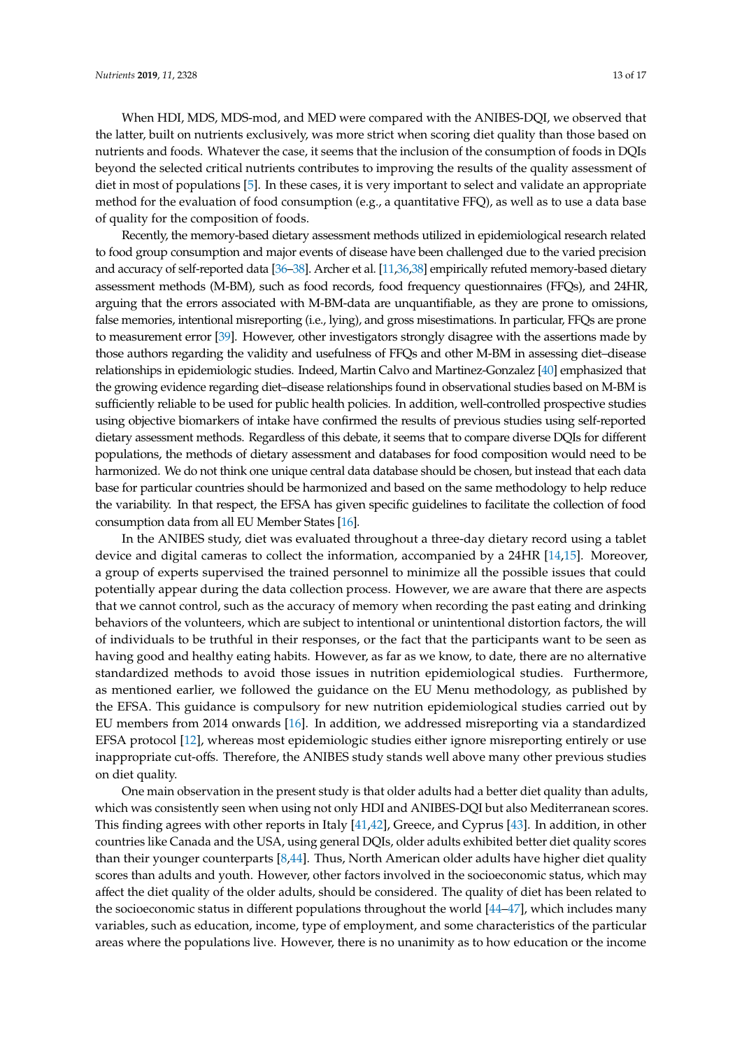When HDI, MDS, MDS-mod, and MED were compared with the ANIBES-DQI, we observed that the latter, built on nutrients exclusively, was more strict when scoring diet quality than those based on nutrients and foods. Whatever the case, it seems that the inclusion of the consumption of foods in DQIs beyond the selected critical nutrients contributes to improving the results of the quality assessment of diet in most of populations [5]. In these cases, it is very important to select and validate an appropriate method for the evaluation of food consumption (e.g., a quantitative FFQ), as well as to use a data base of quality for the composition of foods.

Recently, the memory-based dietary assessment methods utilized in epidemiological research related to food group consumption and major events of disease have been challenged due to the varied precision and accuracy of self-reported data [36–38]. Archer et al. [11,36,38] empirically refuted memory-based dietary assessment methods (M-BM), such as food records, food frequency questionnaires (FFQs), and 24HR, arguing that the errors associated with M-BM-data are unquantifiable, as they are prone to omissions, false memories, intentional misreporting (i.e., lying), and gross misestimations. In particular, FFQs are prone to measurement error [39]. However, other investigators strongly disagree with the assertions made by those authors regarding the validity and usefulness of FFQs and other M-BM in assessing diet–disease relationships in epidemiologic studies. Indeed, Martin Calvo and Martinez-Gonzalez [40] emphasized that the growing evidence regarding diet–disease relationships found in observational studies based on M-BM is sufficiently reliable to be used for public health policies. In addition, well-controlled prospective studies using objective biomarkers of intake have confirmed the results of previous studies using self-reported dietary assessment methods. Regardless of this debate, it seems that to compare diverse DQIs for different populations, the methods of dietary assessment and databases for food composition would need to be harmonized. We do not think one unique central data database should be chosen, but instead that each data base for particular countries should be harmonized and based on the same methodology to help reduce the variability. In that respect, the EFSA has given specific guidelines to facilitate the collection of food consumption data from all EU Member States [16].

In the ANIBES study, diet was evaluated throughout a three-day dietary record using a tablet device and digital cameras to collect the information, accompanied by a 24HR [14,15]. Moreover, a group of experts supervised the trained personnel to minimize all the possible issues that could potentially appear during the data collection process. However, we are aware that there are aspects that we cannot control, such as the accuracy of memory when recording the past eating and drinking behaviors of the volunteers, which are subject to intentional or unintentional distortion factors, the will of individuals to be truthful in their responses, or the fact that the participants want to be seen as having good and healthy eating habits. However, as far as we know, to date, there are no alternative standardized methods to avoid those issues in nutrition epidemiological studies. Furthermore, as mentioned earlier, we followed the guidance on the EU Menu methodology, as published by the EFSA. This guidance is compulsory for new nutrition epidemiological studies carried out by EU members from 2014 onwards [16]. In addition, we addressed misreporting via a standardized EFSA protocol [12], whereas most epidemiologic studies either ignore misreporting entirely or use inappropriate cut-offs. Therefore, the ANIBES study stands well above many other previous studies on diet quality.

One main observation in the present study is that older adults had a better diet quality than adults, which was consistently seen when using not only HDI and ANIBES-DQI but also Mediterranean scores. This finding agrees with other reports in Italy [41,42], Greece, and Cyprus [43]. In addition, in other countries like Canada and the USA, using general DQIs, older adults exhibited better diet quality scores than their younger counterparts [8,44]. Thus, North American older adults have higher diet quality scores than adults and youth. However, other factors involved in the socioeconomic status, which may affect the diet quality of the older adults, should be considered. The quality of diet has been related to the socioeconomic status in different populations throughout the world [44–47], which includes many variables, such as education, income, type of employment, and some characteristics of the particular areas where the populations live. However, there is no unanimity as to how education or the income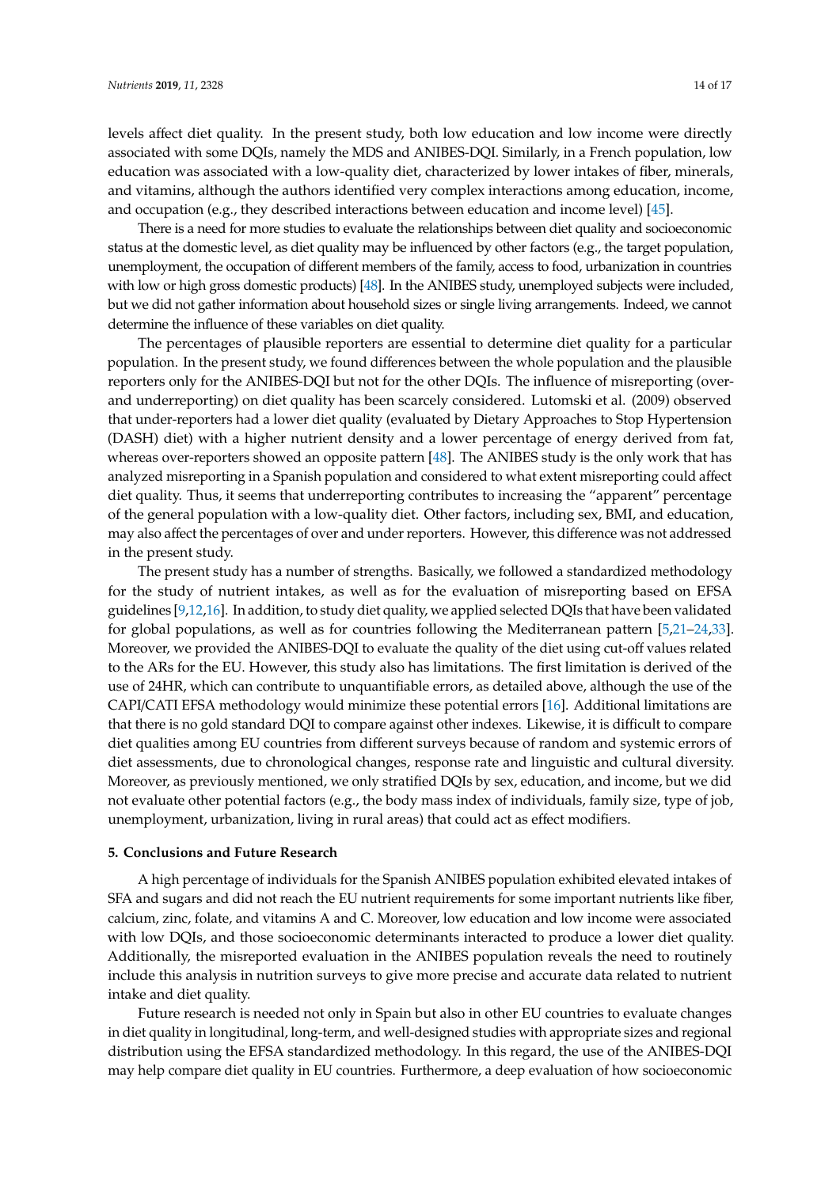levels affect diet quality. In the present study, both low education and low income were directly associated with some DQIs, namely the MDS and ANIBES-DQI. Similarly, in a French population, low education was associated with a low-quality diet, characterized by lower intakes of fiber, minerals, and vitamins, although the authors identified very complex interactions among education, income, and occupation (e.g., they described interactions between education and income level) [45].

There is a need for more studies to evaluate the relationships between diet quality and socioeconomic status at the domestic level, as diet quality may be influenced by other factors (e.g., the target population, unemployment, the occupation of different members of the family, access to food, urbanization in countries with low or high gross domestic products) [48]. In the ANIBES study, unemployed subjects were included, but we did not gather information about household sizes or single living arrangements. Indeed, we cannot determine the influence of these variables on diet quality.

The percentages of plausible reporters are essential to determine diet quality for a particular population. In the present study, we found differences between the whole population and the plausible reporters only for the ANIBES-DQI but not for the other DQIs. The influence of misreporting (over- and underreporting) on diet quality has been scarcely considered. Lutomski et al. (2009) observed that under-reporters had a lower diet quality (evaluated by Dietary Approaches to Stop Hypertension (DASH) diet) with a higher nutrient density and a lower percentage of energy derived from fat, whereas over-reporters showed an opposite pattern [48]. The ANIBES study is the only work that has analyzed misreporting in a Spanish population and considered to what extent misreporting could affect diet quality. Thus, it seems that underreporting contributes to increasing the "apparent" percentage of the general population with a low-quality diet. Other factors, including sex, BMI, and education, may also affect the percentages of over and under reporters. However, this difference was not addressed in the present study.

The present study has a number of strengths. Basically, we followed a standardized methodology for the study of nutrient intakes, as well as for the evaluation of misreporting based on EFSA guidelines [9,12,16]. In addition, to study diet quality, we applied selected DQIs that have been validated for global populations, as well as for countries following the Mediterranean pattern [5,21–24,33]. Moreover, we provided the ANIBES-DQI to evaluate the quality of the diet using cut-off values related to the ARs for the EU. However, this study also has limitations. The first limitation is derived of the use of 24HR, which can contribute to unquantifiable errors, as detailed above, although the use of the CAPI/CATI EFSA methodology would minimize these potential errors [16]. Additional limitations are that there is no gold standard DQI to compare against other indexes. Likewise, it is difficult to compare diet qualities among EU countries from different surveys because of random and systemic errors of diet assessments, due to chronological changes, response rate and linguistic and cultural diversity. Moreover, as previously mentioned, we only stratified DQIs by sex, education, and income, but we did not evaluate other potential factors (e.g., the body mass index of individuals, family size, type of job, unemployment, urbanization, living in rural areas) that could act as effect modifiers.

## 5. Conclusions and Future Research

A high percentage of individuals for the Spanish ANIBES population exhibited elevated intakes of SFA and sugars and did not reach the EU nutrient requirements for some important nutrients like fiber, calcium, zinc, folate, and vitamins A and C. Moreover, low education and low income were associated with low DQIs, and those socioeconomic determinants interacted to produce a lower diet quality. Additionally, the misreported evaluation in the ANIBES population reveals the need to routinely include this analysis in nutrition surveys to give more precise and accurate data related to nutrient intake and diet quality.

Future research is needed not only in Spain but also in other EU countries to evaluate changes in diet quality in longitudinal, long-term, and well-designed studies with appropriate sizes and regional distribution using the EFSA standardized methodology. In this regard, the use of the ANIBES-DQI may help compare diet quality in EU countries. Furthermore, a deep evaluation of how socioeconomic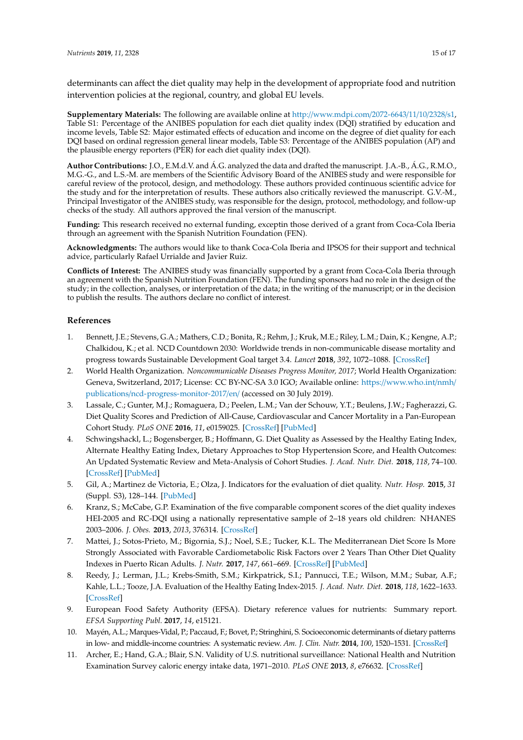determinants can affect the diet quality may help in the development of appropriate food and nutrition intervention policies at the regional, country, and global EU levels.

**Supplementary Materials:** The following are available online at http://www.mdpi.com/2072-6643/11/10/2328/s1, Table S1: Percentage of the ANIBES population for each diet quality index (DQI) stratified by education and income levels, Table S2: Major estimated effects of education and income on the degree of diet quality for each DQI based on ordinal regression general linear models, Table S3: Percentage of the ANIBES population (AP) and the plausible energy reporters (PER) for each diet quality index (DQI).

**Author Contributions:** J.O., E.M.d.V. and Á.G. analyzed the data and drafted the manuscript. J.A.-B., Á.G., R.M.O., M.G.-G., and L.S.-M. are members of the Scientific Advisory Board of the ANIBES study and were responsible for careful review of the protocol, design, and methodology. These authors provided continuous scientific advice for the study and for the interpretation of results. These authors also critically reviewed the manuscript. G.V.-M., Principal Investigator of the ANIBES study, was responsible for the design, protocol, methodology, and follow-up checks of the study. All authors approved the final version of the manuscript.

**Funding:** This research received no external funding, exceptin those derived of a grant from Coca-Cola Iberia through an agreement with the Spanish Nutrition Foundation (FEN).

**Acknowledgments:** The authors would like to thank Coca-Cola Iberia and IPSOS for their support and technical advice, particularly Rafael Urrialde and Javier Ruiz.

**Conflicts of Interest:** The ANIBES study was financially supported by a grant from Coca-Cola Iberia through an agreement with the Spanish Nutrition Foundation (FEN). The funding sponsors had no role in the design of the study; in the collection, analyses, or interpretation of the data; in the writing of the manuscript; or in the decision to publish the results. The authors declare no conflict of interest.

## References

1. Bennett, J.E.; Stevens, G.A.; Mathers, C.D.; Bonita, R.; Rehm, J.; Kruk, M.E.; Riley, L.M.; Dain, K.; Kengne, A.P.; Chalkidou, K.; et al. NCD Countdown 2030: Worldwide trends in non-communicable disease mortality and progress towards Sustainable Development Goal target 3.4. *Lancet* **2018**, *392*, 1072–1088. [CrossRef]
2. World Health Organization. *Noncommunicable Diseases Progress Monitor, 2017*; World Health Organization: Geneva, Switzerland, 2017; License: CC BY-NC-SA 3.0 IGO; Available online: https://www.who.int/nmh/publications/ncd-progress-monitor-2017/en/ (accessed on 30 July 2019).
3. Lassale, C.; Gunter, M.J.; Romaguera, D.; Peelen, L.M.; Van der Schouw, Y.T.; Beulens, J.W.; Fagherazzi, G. Diet Quality Scores and Prediction of All-Cause, Cardiovascular and Cancer Mortality in a Pan-European Cohort Study. *PLoS ONE* **2016**, *11*, e0159025. [CrossRef] [PubMed]
4. Schwingshackl, L.; Bogensberger, B.; Hoffmann, G. Diet Quality as Assessed by the Healthy Eating Index, Alternate Healthy Eating Index, Dietary Approaches to Stop Hypertension Score, and Health Outcomes: An Updated Systematic Review and Meta-Analysis of Cohort Studies. *J. Acad. Nutr. Diet.* **2018**, *118*, 74–100. [CrossRef] [PubMed]
5. Gil, A.; Martinez de Victoria, E.; Olza, J. Indicators for the evaluation of diet quality. *Nutr. Hosp.* **2015**, *31* (Suppl. S3), 128–144. [PubMed]
6. Kranz, S.; McCabe, G.P. Examination of the five comparable component scores of the diet quality indexes HEI-2005 and RC-DQI using a nationally representative sample of 2–18 years old children: NHANES 2003–2006. *J. Obes.* **2013**, *2013*, 376314. [CrossRef]
7. Mattei, J.; Sotos-Prieto, M.; Bigornia, S.J.; Noel, S.E.; Tucker, K.L. The Mediterranean Diet Score Is More Strongly Associated with Favorable Cardiometabolic Risk Factors over 2 Years Than Other Diet Quality Indexes in Puerto Rican Adults. *J. Nutr.* **2017**, *147*, 661–669. [CrossRef] [PubMed]
8. Reedy, J.; Lerman, J.L.; Krebs-Smith, S.M.; Kirkpatrick, S.I.; Pannucci, T.E.; Wilson, M.M.; Subar, A.F.; Kahle, L.L.; Tooze, J.A. Evaluation of the Healthy Eating Index-2015. *J. Acad. Nutr. Diet.* **2018**, *118*, 1622–1633. [CrossRef]
9. European Food Safety Authority (EFSA). Dietary reference values for nutrients: Summary report. *EFSA Supporting Publ.* **2017**, *14*, e15121.
10. Mayén, A.L.; Marques-Vidal, P.; Paccaud, F.; Bovet, P.; Stringhini, S. Socioeconomic determinants of dietary patterns in low- and middle-income countries: A systematic review. *Am. J. Clin. Nutr.* **2014**, *100*, 1520–1531. [CrossRef]
11. Archer, E.; Hand, G.A.; Blair, S.N. Validity of U.S. nutritional surveillance: National Health and Nutrition Examination Survey caloric energy intake data, 1971–2010. *PLoS ONE* **2013**, *8*, e76632. [CrossRef]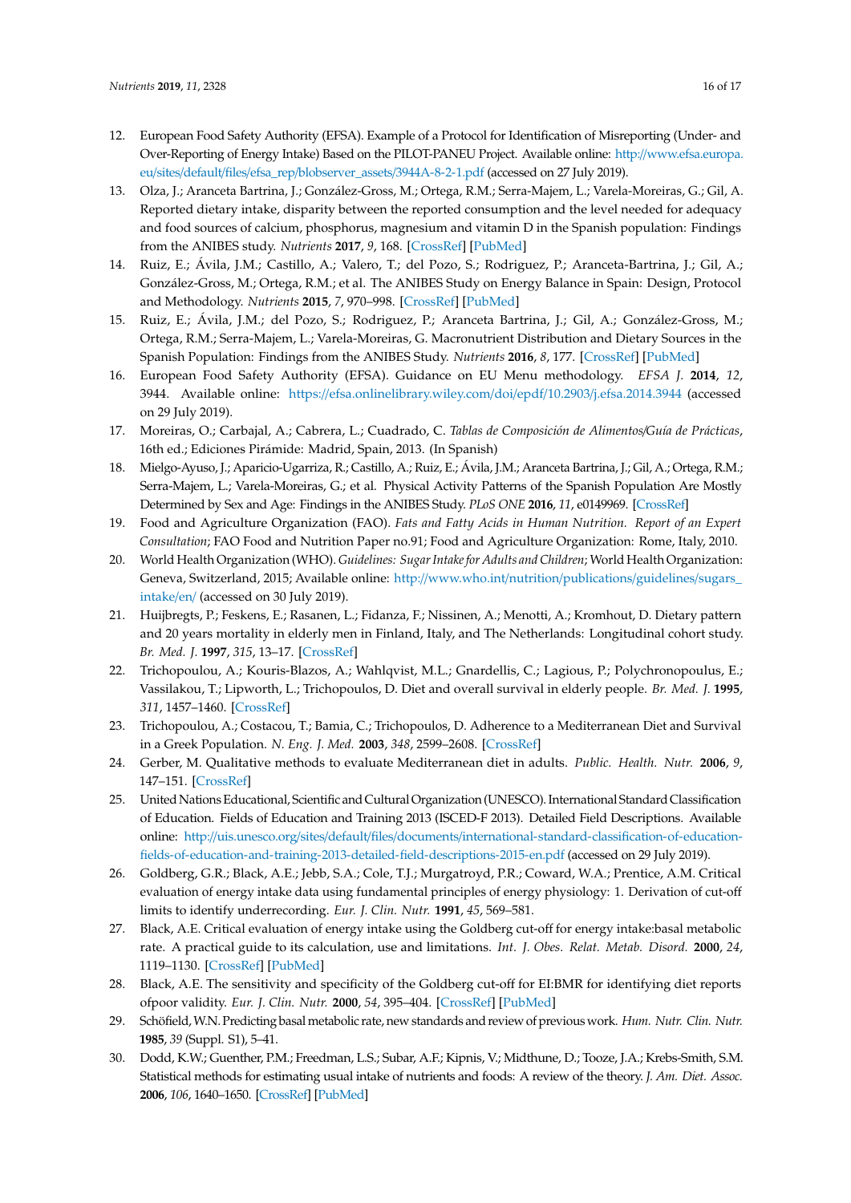12. European Food Safety Authority (EFSA). Example of a Protocol for Identification of Misreporting (Under- and Over-Reporting of Energy Intake) Based on the PILOT-PANEU Project. Available online: http://www.efsa.europa.eu/sites/default/files/efsa_rep/blobserver_assets/3944A-8-2-1.pdf (accessed on 27 July 2019).
13. Olza, J.; Aranceta Bartrina, J.; González-Gross, M.; Ortega, R.M.; Serra-Majem, L.; Varela-Moreiras, G.; Gil, A. Reported dietary intake, disparity between the reported consumption and the level needed for adequacy and food sources of calcium, phosphorus, magnesium and vitamin D in the Spanish population: Findings from the ANIBES study. *Nutrients* **2017**, *9*, 168. [CrossRef] [PubMed]
14. Ruiz, E.; Ávila, J.M.; Castillo, A.; Valero, T.; del Pozo, S.; Rodriguez, P.; Aranceta-Bartrina, J.; Gil, A.; González-Gross, M.; Ortega, R.M.; et al. The ANIBES Study on Energy Balance in Spain: Design, Protocol and Methodology. *Nutrients* **2015**, *7*, 970–998. [CrossRef] [PubMed]
15. Ruiz, E.; Ávila, J.M.; del Pozo, S.; Rodriguez, P.; Aranceta Bartrina, J.; Gil, A.; González-Gross, M.; Ortega, R.M.; Serra-Majem, L.; Varela-Moreiras, G. Macronutrient Distribution and Dietary Sources in the Spanish Population: Findings from the ANIBES Study. *Nutrients* **2016**, *8*, 177. [CrossRef] [PubMed]
16. European Food Safety Authority (EFSA). Guidance on EU Menu methodology. *EFSA J.* **2014**, *12*, 3944. Available online: https://efsa.onlinelibrary.wiley.com/doi/epdf/10.2903/j.efsa.2014.3944 (accessed on 29 July 2019).
17. Moreiras, O.; Carbajal, A.; Cabrera, L.; Cuadrado, C. *Tablas de Composición de Alimentos/Guía de Prácticas*, 16th ed.; Ediciones Pirámide: Madrid, Spain, 2013. (In Spanish)
18. Mielgo-Ayuso, J.; Aparicio-Ugarriza, R.; Castillo, A.; Ruiz, E.; Ávila, J.M.; Aranceta Bartrina, J.; Gil, A.; Ortega, R.M.; Serra-Majem, L.; Varela-Moreiras, G.; et al. Physical Activity Patterns of the Spanish Population Are Mostly Determined by Sex and Age: Findings in the ANIBES Study. *PLoS ONE* **2016**, *11*, e0149969. [CrossRef]
19. Food and Agriculture Organization (FAO). *Fats and Fatty Acids in Human Nutrition. Report of an Expert Consultation*; FAO Food and Nutrition Paper no.91; Food and Agriculture Organization: Rome, Italy, 2010.
20. World Health Organization (WHO). *Guidelines: Sugar Intake for Adults and Children*; World Health Organization: Geneva, Switzerland, 2015; Available online: http://www.who.int/nutrition/publications/guidelines/sugars_intake/en/ (accessed on 30 July 2019).
21. Huijbregts, P.; Feskens, E.; Rasanen, L.; Fidanza, F.; Nissinen, A.; Menotti, A.; Kromhout, D. Dietary pattern and 20 years mortality in elderly men in Finland, Italy, and The Netherlands: Longitudinal cohort study. *Br. Med. J.* **1997**, *315*, 13–17. [CrossRef]
22. Trichopoulou, A.; Kouris-Blazos, A.; Wahlqvist, M.L.; Gnardellis, C.; Lagious, P.; Polychronopoulus, E.; Vassilakou, T.; Lipworth, L.; Trichopoulos, D. Diet and overall survival in elderly people. *Br. Med. J.* **1995**, *311*, 1457–1460. [CrossRef]
23. Trichopoulou, A.; Costacou, T.; Bamia, C.; Trichopoulos, D. Adherence to a Mediterranean Diet and Survival in a Greek Population. *N. Eng. J. Med.* **2003**, *348*, 2599–2608. [CrossRef]
24. Gerber, M. Qualitative methods to evaluate Mediterranean diet in adults. *Public. Health. Nutr.* **2006**, *9*, 147–151. [CrossRef]
25. United Nations Educational, Scientific and Cultural Organization (UNESCO). International Standard Classification of Education. Fields of Education and Training 2013 (ISCED-F 2013). Detailed Field Descriptions. Available online: http://uis.unesco.org/sites/default/files/documents/international-standard-classification-of-education-fields-of-education-and-training-2013-detailed-field-descriptions-2015-en.pdf (accessed on 29 July 2019).
26. Goldberg, G.R.; Black, A.E.; Jebb, S.A.; Cole, T.J.; Murgatroyd, P.R.; Coward, W.A.; Prentice, A.M. Critical evaluation of energy intake data using fundamental principles of energy physiology: 1. Derivation of cut-off limits to identify underrecording. *Eur. J. Clin. Nutr.* **1991**, *45*, 569–581.
27. Black, A.E. Critical evaluation of energy intake using the Goldberg cut-off for energy intake:basal metabolic rate. A practical guide to its calculation, use and limitations. *Int. J. Obes. Relat. Metab. Disord.* **2000**, *24*, 1119–1130. [CrossRef] [PubMed]
28. Black, A.E. The sensitivity and specificity of the Goldberg cut-off for EI:BMR for identifying diet reports ofpoor validity. *Eur. J. Clin. Nutr.* **2000**, *54*, 395–404. [CrossRef] [PubMed]
29. Schöfield, W.N. Predicting basal metabolic rate, new standards and review of previous work. *Hum. Nutr. Clin. Nutr.* **1985**, *39* (Suppl. S1), 5–41.
30. Dodd, K.W.; Guenther, P.M.; Freedman, L.S.; Subar, A.F.; Kipnis, V.; Midthune, D.; Tooze, J.A.; Krebs-Smith, S.M. Statistical methods for estimating usual intake of nutrients and foods: A review of the theory. *J. Am. Diet. Assoc.* **2006**, *106*, 1640–1650. [CrossRef] [PubMed]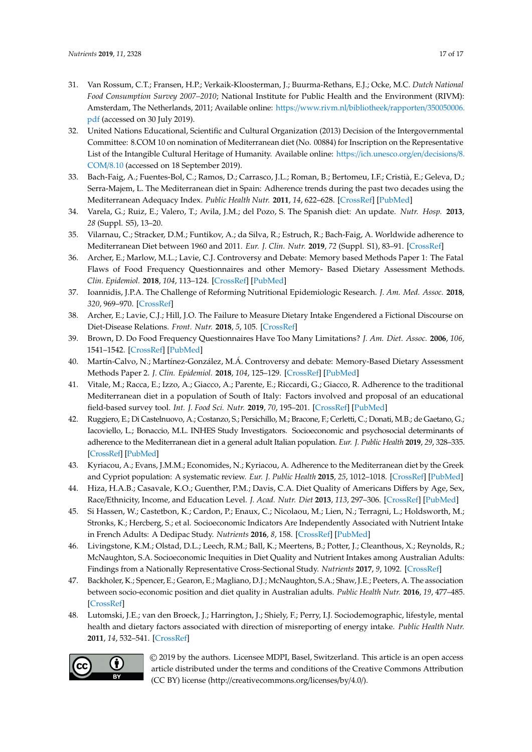31. Van Rossum, C.T.; Fransen, H.P.; Verkaik-Kloosterman, J.; Buurma-Rethans, E.J.; Ocke, M.C. *Dutch National Food Consumption Survey 2007–2010*; National Institute for Public Health and the Environment (RIVM): Amsterdam, The Netherlands, 2011; Available online: https://www.rivm.nl/bibliotheek/rapporten/350050006.pdf (accessed on 30 July 2019).
32. United Nations Educational, Scientific and Cultural Organization (2013) Decision of the Intergovernmental Committee: 8.COM 10 on nomination of Mediterranean diet (No. 00884) for Inscription on the Representative List of the Intangible Cultural Heritage of Humanity. Available online: https://ich.unesco.org/en/decisions/8.COM/8.10 (accessed on 18 September 2019).
33. Bach-Faig, A.; Fuentes-Bol, C.; Ramos, D.; Carrasco, J.L.; Roman, B.; Bertomeu, I.F.; Cristià, E.; Geleva, D.; Serra-Majem, L. The Mediterranean diet in Spain: Adherence trends during the past two decades using the Mediterranean Adequacy Index. *Public Health Nutr.* **2011**, *14*, 622–628. [CrossRef] [PubMed]
34. Varela, G.; Ruiz, E.; Valero, T.; Avila, J.M.; del Pozo, S. The Spanish diet: An update. *Nutr. Hosp.* **2013**, *28* (Suppl. S5), 13–20.
35. Vilarnau, C.; Stracker, D.M.; Funtikov, A.; da Silva, R.; Estruch, R.; Bach-Faig, A. Worldwide adherence to Mediterranean Diet between 1960 and 2011. *Eur. J. Clin. Nutr.* **2019**, *72* (Suppl. S1), 83–91. [CrossRef]
36. Archer, E.; Marlow, M.L.; Lavie, C.J. Controversy and Debate: Memory based Methods Paper 1: The Fatal Flaws of Food Frequency Questionnaires and other Memory- Based Dietary Assessment Methods. *Clin. Epidemiol.* **2018**, *104*, 113–124. [CrossRef] [PubMed]
37. Ioannidis, J.P.A. The Challenge of Reforming Nutritional Epidemiologic Research. *J. Am. Med. Assoc.* **2018**, *320*, 969–970. [CrossRef]
38. Archer, E.; Lavie, C.J.; Hill, J.O. The Failure to Measure Dietary Intake Engendered a Fictional Discourse on Diet-Disease Relations. *Front. Nutr.* **2018**, *5*, 105. [CrossRef]
39. Brown, D. Do Food Frequency Questionnaires Have Too Many Limitations? *J. Am. Diet. Assoc.* **2006**, *106*, 1541–1542. [CrossRef] [PubMed]
40. Martín-Calvo, N.; Martínez-González, M.Á. Controversy and debate: Memory-Based Dietary Assessment Methods Paper 2. *J. Clin. Epidemiol.* **2018**, *104*, 125–129. [CrossRef] [PubMed]
41. Vitale, M.; Racca, E.; Izzo, A.; Giacco, A.; Parente, E.; Riccardi, G.; Giacco, R. Adherence to the traditional Mediterranean diet in a population of South of Italy: Factors involved and proposal of an educational field-based survey tool. *Int. J. Food Sci. Nutr.* **2019**, *70*, 195–201. [CrossRef] [PubMed]
42. Ruggiero, E.; Di Castelnuovo, A.; Costanzo, S.; Persichillo, M.; Bracone, F.; Cerletti, C.; Donati, M.B.; de Gaetano, G.; Iacoviello, L.; Bonaccio, M.L. INHES Study Investigators. Socioeconomic and psychosocial determinants of adherence to the Mediterranean diet in a general adult Italian population. *Eur. J. Public Health* **2019**, *29*, 328–335. [CrossRef] [PubMed]
43. Kyriacou, A.; Evans, J.M.M.; Economides, N.; Kyriacou, A. Adherence to the Mediterranean diet by the Greek and Cypriot population: A systematic review. *Eur. J. Public Health* **2015**, *25*, 1012–1018. [CrossRef] [PubMed]
44. Hiza, H.A.B.; Casavale, K.O.; Guenther, P.M.; Davis, C.A. Diet Quality of Americans Differs by Age, Sex, Race/Ethnicity, Income, and Education Level. *J. Acad. Nutr. Diet* **2013**, *113*, 297–306. [CrossRef] [PubMed]
45. Si Hassen, W.; Castetbon, K.; Cardon, P.; Enaux, C.; Nicolaou, M.; Lien, N.; Terragni, L.; Holdsworth, M.; Stronks, K.; Hercberg, S.; et al. Socioeconomic Indicators Are Independently Associated with Nutrient Intake in French Adults: A Dedipac Study. *Nutrients* **2016**, *8*, 158. [CrossRef] [PubMed]
46. Livingstone, K.M.; Olstad, D.L.; Leech, R.M.; Ball, K.; Meertens, B.; Potter, J.; Cleanthous, X.; Reynolds, R.; McNaughton, S.A. Socioeconomic Inequities in Diet Quality and Nutrient Intakes among Australian Adults: Findings from a Nationally Representative Cross-Sectional Study. *Nutrients* **2017**, *9*, 1092. [CrossRef]
47. Backholer, K.; Spencer, E.; Gearon, E.; Magliano, D.J.; McNaughton, S.A.; Shaw, J.E.; Peeters, A. The association between socio-economic position and diet quality in Australian adults. *Public Health Nutr.* **2016**, *19*, 477–485. [CrossRef]
48. Lutomski, J.E.; van den Broeck, J.; Harrington, J.; Shiely, F.; Perry, I.J. Sociodemographic, lifestyle, mental health and dietary factors associated with direction of misreporting of energy intake. *Public Health Nutr.* **2011**, *14*, 532–541. [CrossRef]

© 2019 by the authors. Licensee MDPI, Basel, Switzerland. This article is an open access article distributed under the terms and conditions of the Creative Commons Attribution (CC BY) license (http://creativecommons.org/licenses/by/4.0/).